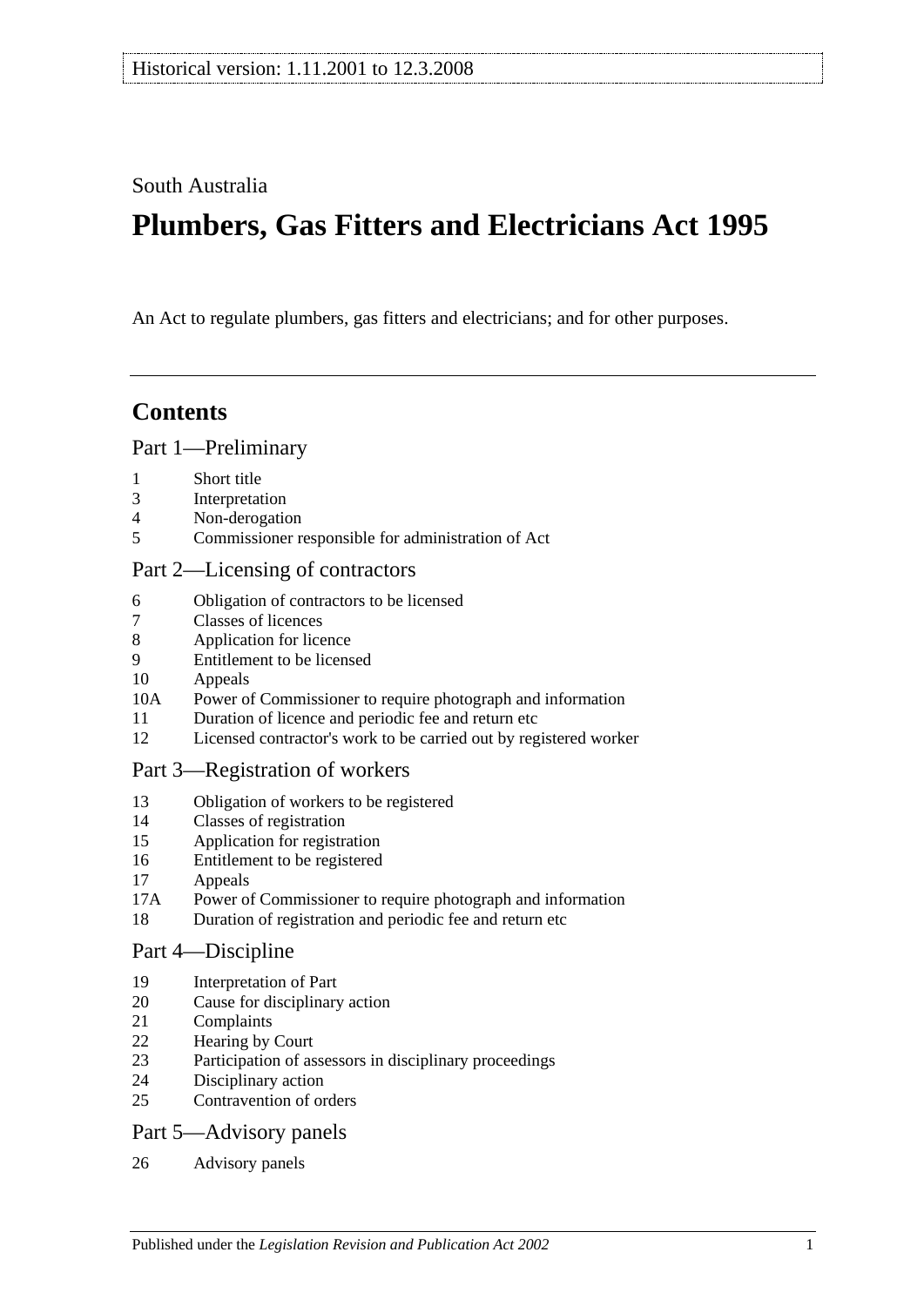Historical version: 1.11.2001 to 12.3.2008

South Australia

# Plumbers, Gas Fitters and Electricians Act 1995

An Act to regulate plumbers, gas fitters and electricians; and for other purposes.

## Contents

### Part 1—Preliminary

1 Short title
3 Interpretation
4 Non-derogation
5 Commissioner responsible for administration of Act

### Part 2—Licensing of contractors

6 Obligation of contractors to be licensed
7 Classes of licences
8 Application for licence
9 Entitlement to be licensed
10 Appeals
10A Power of Commissioner to require photograph and information
11 Duration of licence and periodic fee and return etc
12 Licensed contractor's work to be carried out by registered worker

### Part 3—Registration of workers

13 Obligation of workers to be registered
14 Classes of registration
15 Application for registration
16 Entitlement to be registered
17 Appeals
17A Power of Commissioner to require photograph and information
18 Duration of registration and periodic fee and return etc

### Part 4—Discipline

19 Interpretation of Part
20 Cause for disciplinary action
21 Complaints
22 Hearing by Court
23 Participation of assessors in disciplinary proceedings
24 Disciplinary action
25 Contravention of orders

### Part 5—Advisory panels

26 Advisory panels

Published under the *Legislation Revision and Publication Act 2002*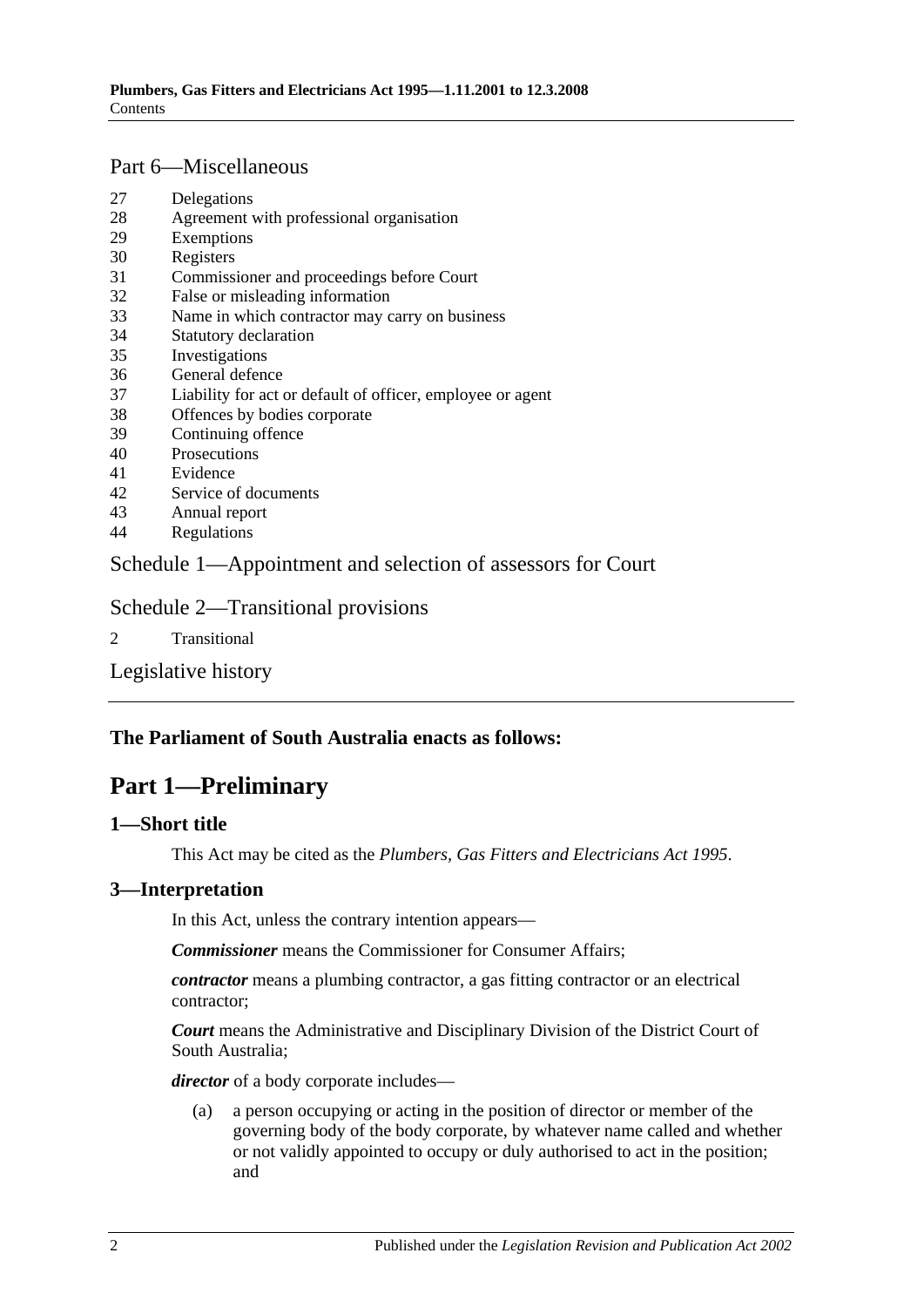## Part 6—Miscellaneous

27 Delegations
28 Agreement with professional organisation
29 Exemptions
30 Registers
31 Commissioner and proceedings before Court
32 False or misleading information
33 Name in which contractor may carry on business
34 Statutory declaration
35 Investigations
36 General defence
37 Liability for act or default of officer, employee or agent
38 Offences by bodies corporate
39 Continuing offence
40 Prosecutions
41 Evidence
42 Service of documents
43 Annual report
44 Regulations

## Schedule 1—Appointment and selection of assessors for Court

## Schedule 2—Transitional provisions

2 Transitional

## Legislative history

**The Parliament of South Australia enacts as follows:**

# Part 1—Preliminary

### 1—Short title

This Act may be cited as the *Plumbers, Gas Fitters and Electricians Act 1995*.

### 3—Interpretation

In this Act, unless the contrary intention appears—

***Commissioner*** means the Commissioner for Consumer Affairs;

***contractor*** means a plumbing contractor, a gas fitting contractor or an electrical contractor;

***Court*** means the Administrative and Disciplinary Division of the District Court of South Australia;

***director*** of a body corporate includes—

(a) a person occupying or acting in the position of director or member of the governing body of the body corporate, by whatever name called and whether or not validly appointed to occupy or duly authorised to act in the position; and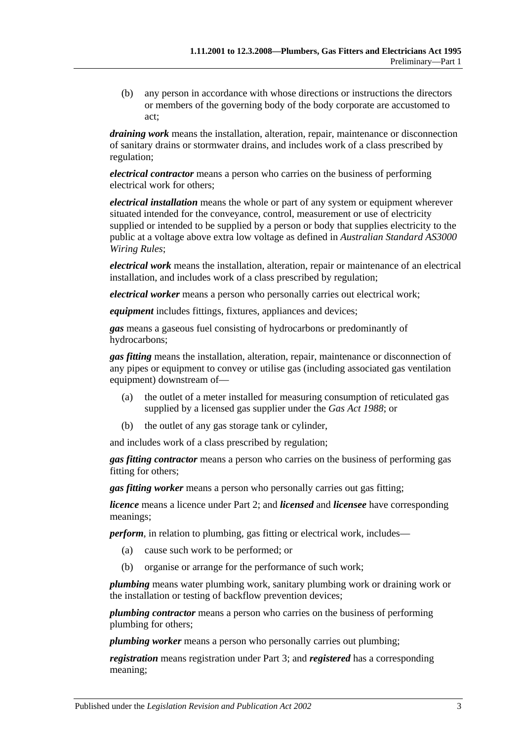(b) any person in accordance with whose directions or instructions the directors or members of the governing body of the body corporate are accustomed to act;

***draining work*** means the installation, alteration, repair, maintenance or disconnection of sanitary drains or stormwater drains, and includes work of a class prescribed by regulation;

***electrical contractor*** means a person who carries on the business of performing electrical work for others;

***electrical installation*** means the whole or part of any system or equipment wherever situated intended for the conveyance, control, measurement or use of electricity supplied or intended to be supplied by a person or body that supplies electricity to the public at a voltage above extra low voltage as defined in *Australian Standard AS3000 Wiring Rules*;

***electrical work*** means the installation, alteration, repair or maintenance of an electrical installation, and includes work of a class prescribed by regulation;

***electrical worker*** means a person who personally carries out electrical work;

***equipment*** includes fittings, fixtures, appliances and devices;

***gas*** means a gaseous fuel consisting of hydrocarbons or predominantly of hydrocarbons;

***gas fitting*** means the installation, alteration, repair, maintenance or disconnection of any pipes or equipment to convey or utilise gas (including associated gas ventilation equipment) downstream of—

(a) the outlet of a meter installed for measuring consumption of reticulated gas supplied by a licensed gas supplier under the *Gas Act 1988*; or

(b) the outlet of any gas storage tank or cylinder,

and includes work of a class prescribed by regulation;

***gas fitting contractor*** means a person who carries on the business of performing gas fitting for others;

***gas fitting worker*** means a person who personally carries out gas fitting;

***licence*** means a licence under Part 2; and ***licensed*** and ***licensee*** have corresponding meanings;

***perform***, in relation to plumbing, gas fitting or electrical work, includes—

(a) cause such work to be performed; or

(b) organise or arrange for the performance of such work;

***plumbing*** means water plumbing work, sanitary plumbing work or draining work or the installation or testing of backflow prevention devices;

***plumbing contractor*** means a person who carries on the business of performing plumbing for others;

***plumbing worker*** means a person who personally carries out plumbing;

***registration*** means registration under Part 3; and ***registered*** has a corresponding meaning;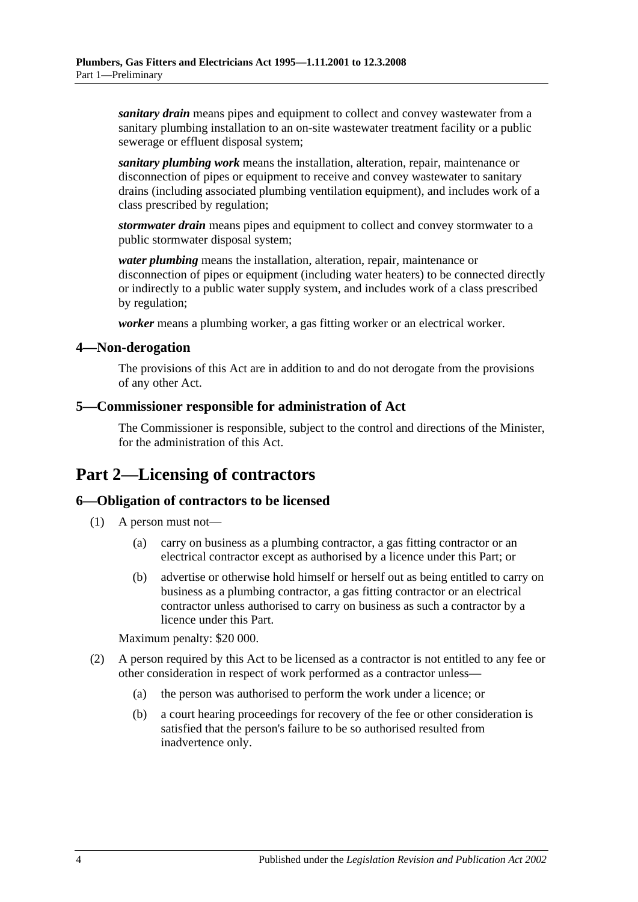***sanitary drain*** means pipes and equipment to collect and convey wastewater from a sanitary plumbing installation to an on-site wastewater treatment facility or a public sewerage or effluent disposal system;

***sanitary plumbing work*** means the installation, alteration, repair, maintenance or disconnection of pipes or equipment to receive and convey wastewater to sanitary drains (including associated plumbing ventilation equipment), and includes work of a class prescribed by regulation;

***stormwater drain*** means pipes and equipment to collect and convey stormwater to a public stormwater disposal system;

***water plumbing*** means the installation, alteration, repair, maintenance or disconnection of pipes or equipment (including water heaters) to be connected directly or indirectly to a public water supply system, and includes work of a class prescribed by regulation;

***worker*** means a plumbing worker, a gas fitting worker or an electrical worker.

### 4—Non-derogation

The provisions of this Act are in addition to and do not derogate from the provisions of any other Act.

### 5—Commissioner responsible for administration of Act

The Commissioner is responsible, subject to the control and directions of the Minister, for the administration of this Act.

## Part 2—Licensing of contractors

### 6—Obligation of contractors to be licensed

(1) A person must not—

(a) carry on business as a plumbing contractor, a gas fitting contractor or an electrical contractor except as authorised by a licence under this Part; or

(b) advertise or otherwise hold himself or herself out as being entitled to carry on business as a plumbing contractor, a gas fitting contractor or an electrical contractor unless authorised to carry on business as such a contractor by a licence under this Part.

Maximum penalty: $20 000.

(2) A person required by this Act to be licensed as a contractor is not entitled to any fee or other consideration in respect of work performed as a contractor unless—

(a) the person was authorised to perform the work under a licence; or

(b) a court hearing proceedings for recovery of the fee or other consideration is satisfied that the person's failure to be so authorised resulted from inadvertence only.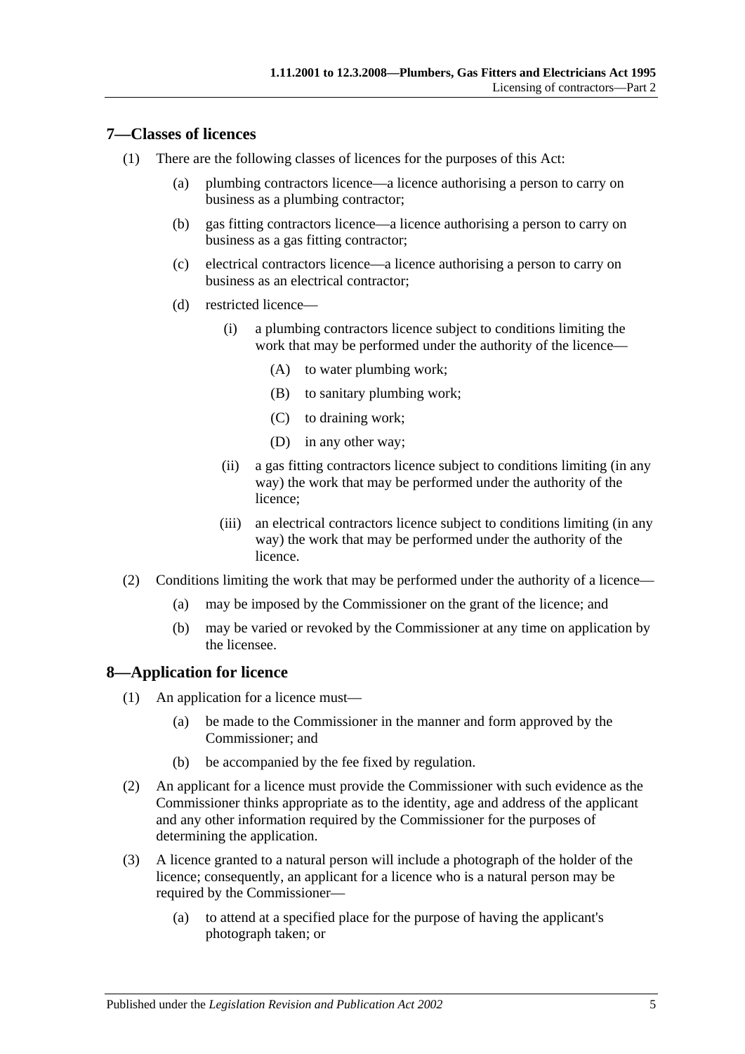## 7—Classes of licences

(1) There are the following classes of licences for the purposes of this Act:

(a) plumbing contractors licence—a licence authorising a person to carry on business as a plumbing contractor;

(b) gas fitting contractors licence—a licence authorising a person to carry on business as a gas fitting contractor;

(c) electrical contractors licence—a licence authorising a person to carry on business as an electrical contractor;

(d) restricted licence—

(i) a plumbing contractors licence subject to conditions limiting the work that may be performed under the authority of the licence—

(A) to water plumbing work;

(B) to sanitary plumbing work;

(C) to draining work;

(D) in any other way;

(ii) a gas fitting contractors licence subject to conditions limiting (in any way) the work that may be performed under the authority of the licence;

(iii) an electrical contractors licence subject to conditions limiting (in any way) the work that may be performed under the authority of the licence.

(2) Conditions limiting the work that may be performed under the authority of a licence—

(a) may be imposed by the Commissioner on the grant of the licence; and

(b) may be varied or revoked by the Commissioner at any time on application by the licensee.

## 8—Application for licence

(1) An application for a licence must—

(a) be made to the Commissioner in the manner and form approved by the Commissioner; and

(b) be accompanied by the fee fixed by regulation.

(2) An applicant for a licence must provide the Commissioner with such evidence as the Commissioner thinks appropriate as to the identity, age and address of the applicant and any other information required by the Commissioner for the purposes of determining the application.

(3) A licence granted to a natural person will include a photograph of the holder of the licence; consequently, an applicant for a licence who is a natural person may be required by the Commissioner—

(a) to attend at a specified place for the purpose of having the applicant's photograph taken; or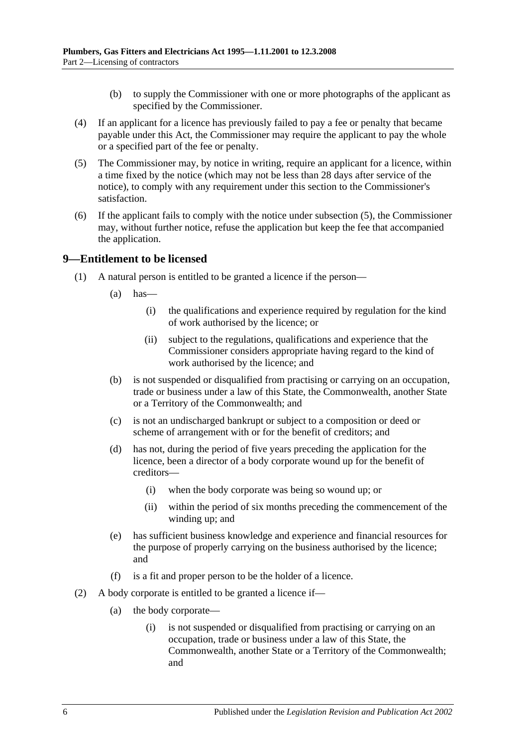(b) to supply the Commissioner with one or more photographs of the applicant as specified by the Commissioner.

(4) If an applicant for a licence has previously failed to pay a fee or penalty that became payable under this Act, the Commissioner may require the applicant to pay the whole or a specified part of the fee or penalty.

(5) The Commissioner may, by notice in writing, require an applicant for a licence, within a time fixed by the notice (which may not be less than 28 days after service of the notice), to comply with any requirement under this section to the Commissioner's satisfaction.

(6) If the applicant fails to comply with the notice under subsection (5), the Commissioner may, without further notice, refuse the application but keep the fee that accompanied the application.

## 9—Entitlement to be licensed

(1) A natural person is entitled to be granted a licence if the person—

(a) has—

(i) the qualifications and experience required by regulation for the kind of work authorised by the licence; or

(ii) subject to the regulations, qualifications and experience that the Commissioner considers appropriate having regard to the kind of work authorised by the licence; and

(b) is not suspended or disqualified from practising or carrying on an occupation, trade or business under a law of this State, the Commonwealth, another State or a Territory of the Commonwealth; and

(c) is not an undischarged bankrupt or subject to a composition or deed or scheme of arrangement with or for the benefit of creditors; and

(d) has not, during the period of five years preceding the application for the licence, been a director of a body corporate wound up for the benefit of creditors—

(i) when the body corporate was being so wound up; or

(ii) within the period of six months preceding the commencement of the winding up; and

(e) has sufficient business knowledge and experience and financial resources for the purpose of properly carrying on the business authorised by the licence; and

(f) is a fit and proper person to be the holder of a licence.

(2) A body corporate is entitled to be granted a licence if—

(a) the body corporate—

(i) is not suspended or disqualified from practising or carrying on an occupation, trade or business under a law of this State, the Commonwealth, another State or a Territory of the Commonwealth; and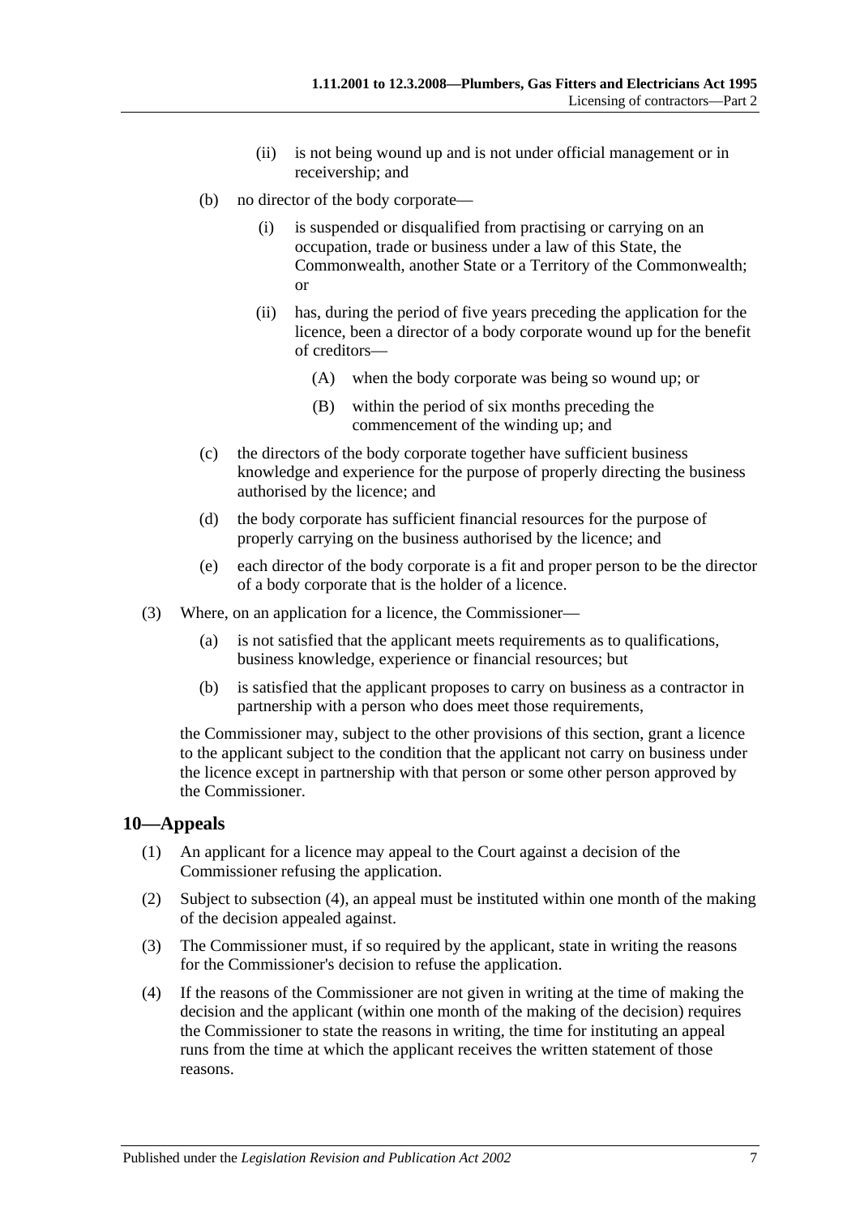(ii) is not being wound up and is not under official management or in receivership; and

(b) no director of the body corporate—

(i) is suspended or disqualified from practising or carrying on an occupation, trade or business under a law of this State, the Commonwealth, another State or a Territory of the Commonwealth; or

(ii) has, during the period of five years preceding the application for the licence, been a director of a body corporate wound up for the benefit of creditors—

(A) when the body corporate was being so wound up; or

(B) within the period of six months preceding the commencement of the winding up; and

(c) the directors of the body corporate together have sufficient business knowledge and experience for the purpose of properly directing the business authorised by the licence; and

(d) the body corporate has sufficient financial resources for the purpose of properly carrying on the business authorised by the licence; and

(e) each director of the body corporate is a fit and proper person to be the director of a body corporate that is the holder of a licence.

(3) Where, on an application for a licence, the Commissioner—

(a) is not satisfied that the applicant meets requirements as to qualifications, business knowledge, experience or financial resources; but

(b) is satisfied that the applicant proposes to carry on business as a contractor in partnership with a person who does meet those requirements,

the Commissioner may, subject to the other provisions of this section, grant a licence to the applicant subject to the condition that the applicant not carry on business under the licence except in partnership with that person or some other person approved by the Commissioner.

## 10—Appeals

(1) An applicant for a licence may appeal to the Court against a decision of the Commissioner refusing the application.

(2) Subject to subsection (4), an appeal must be instituted within one month of the making of the decision appealed against.

(3) The Commissioner must, if so required by the applicant, state in writing the reasons for the Commissioner's decision to refuse the application.

(4) If the reasons of the Commissioner are not given in writing at the time of making the decision and the applicant (within one month of the making of the decision) requires the Commissioner to state the reasons in writing, the time for instituting an appeal runs from the time at which the applicant receives the written statement of those reasons.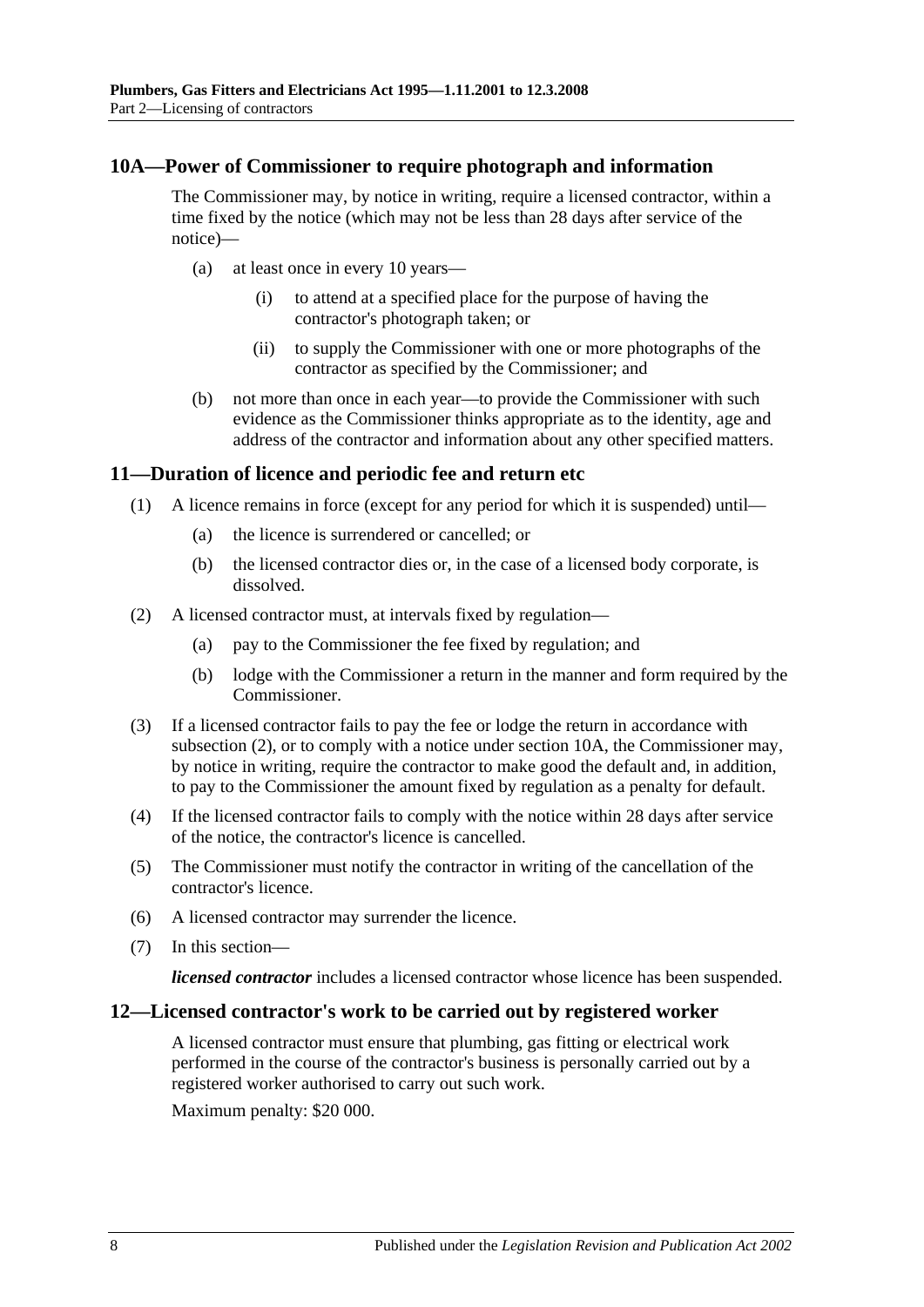## 10A—Power of Commissioner to require photograph and information

The Commissioner may, by notice in writing, require a licensed contractor, within a time fixed by the notice (which may not be less than 28 days after service of the notice)—

- (a) at least once in every 10 years—
  - (i) to attend at a specified place for the purpose of having the contractor's photograph taken; or
  - (ii) to supply the Commissioner with one or more photographs of the contractor as specified by the Commissioner; and
- (b) not more than once in each year—to provide the Commissioner with such evidence as the Commissioner thinks appropriate as to the identity, age and address of the contractor and information about any other specified matters.

## 11—Duration of licence and periodic fee and return etc

(1) A licence remains in force (except for any period for which it is suspended) until—

- (a) the licence is surrendered or cancelled; or
- (b) the licensed contractor dies or, in the case of a licensed body corporate, is dissolved.

(2) A licensed contractor must, at intervals fixed by regulation—

- (a) pay to the Commissioner the fee fixed by regulation; and
- (b) lodge with the Commissioner a return in the manner and form required by the Commissioner.

(3) If a licensed contractor fails to pay the fee or lodge the return in accordance with subsection (2), or to comply with a notice under section 10A, the Commissioner may, by notice in writing, require the contractor to make good the default and, in addition, to pay to the Commissioner the amount fixed by regulation as a penalty for default.

(4) If the licensed contractor fails to comply with the notice within 28 days after service of the notice, the contractor's licence is cancelled.

(5) The Commissioner must notify the contractor in writing of the cancellation of the contractor's licence.

(6) A licensed contractor may surrender the licence.

(7) In this section—

***licensed contractor*** includes a licensed contractor whose licence has been suspended.

## 12—Licensed contractor's work to be carried out by registered worker

A licensed contractor must ensure that plumbing, gas fitting or electrical work performed in the course of the contractor's business is personally carried out by a registered worker authorised to carry out such work.

Maximum penalty: $20 000.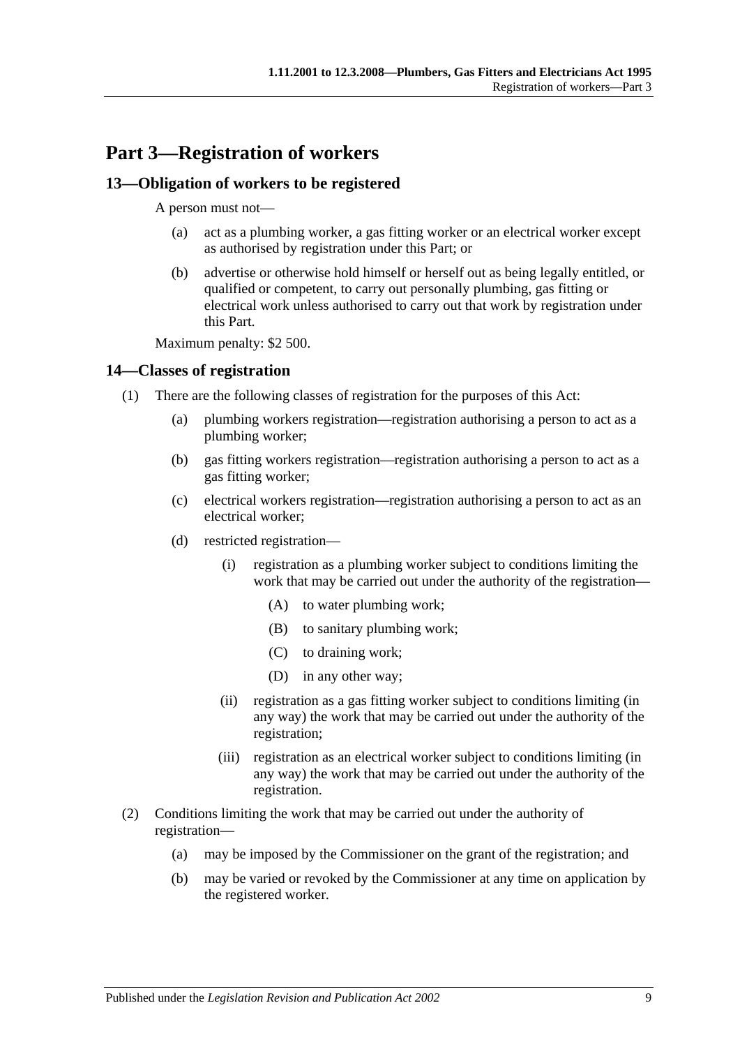# Part 3—Registration of workers

## 13—Obligation of workers to be registered

A person must not—

(a) act as a plumbing worker, a gas fitting worker or an electrical worker except as authorised by registration under this Part; or

(b) advertise or otherwise hold himself or herself out as being legally entitled, or qualified or competent, to carry out personally plumbing, gas fitting or electrical work unless authorised to carry out that work by registration under this Part.

Maximum penalty: $2 500.

## 14—Classes of registration

(1) There are the following classes of registration for the purposes of this Act:

(a) plumbing workers registration—registration authorising a person to act as a plumbing worker;

(b) gas fitting workers registration—registration authorising a person to act as a gas fitting worker;

(c) electrical workers registration—registration authorising a person to act as an electrical worker;

(d) restricted registration—

(i) registration as a plumbing worker subject to conditions limiting the work that may be carried out under the authority of the registration—

(A) to water plumbing work;

(B) to sanitary plumbing work;

(C) to draining work;

(D) in any other way;

(ii) registration as a gas fitting worker subject to conditions limiting (in any way) the work that may be carried out under the authority of the registration;

(iii) registration as an electrical worker subject to conditions limiting (in any way) the work that may be carried out under the authority of the registration.

(2) Conditions limiting the work that may be carried out under the authority of registration—

(a) may be imposed by the Commissioner on the grant of the registration; and

(b) may be varied or revoked by the Commissioner at any time on application by the registered worker.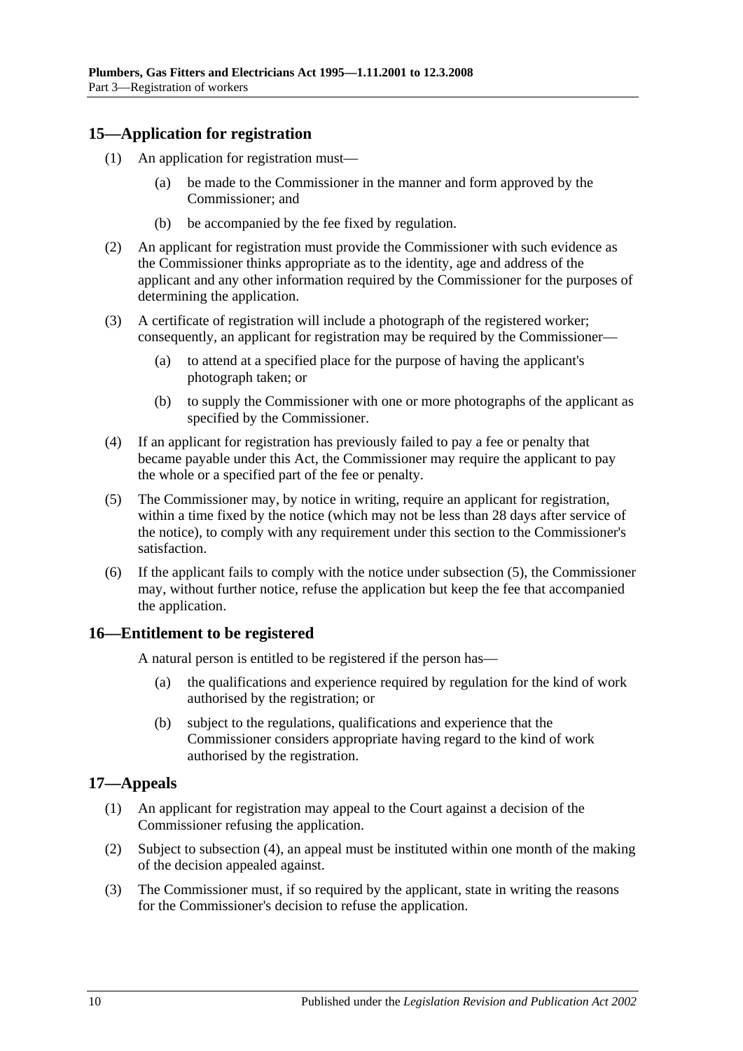## 15—Application for registration

(1) An application for registration must—

(a) be made to the Commissioner in the manner and form approved by the Commissioner; and

(b) be accompanied by the fee fixed by regulation.

(2) An applicant for registration must provide the Commissioner with such evidence as the Commissioner thinks appropriate as to the identity, age and address of the applicant and any other information required by the Commissioner for the purposes of determining the application.

(3) A certificate of registration will include a photograph of the registered worker; consequently, an applicant for registration may be required by the Commissioner—

(a) to attend at a specified place for the purpose of having the applicant's photograph taken; or

(b) to supply the Commissioner with one or more photographs of the applicant as specified by the Commissioner.

(4) If an applicant for registration has previously failed to pay a fee or penalty that became payable under this Act, the Commissioner may require the applicant to pay the whole or a specified part of the fee or penalty.

(5) The Commissioner may, by notice in writing, require an applicant for registration, within a time fixed by the notice (which may not be less than 28 days after service of the notice), to comply with any requirement under this section to the Commissioner's satisfaction.

(6) If the applicant fails to comply with the notice under subsection (5), the Commissioner may, without further notice, refuse the application but keep the fee that accompanied the application.

## 16—Entitlement to be registered

A natural person is entitled to be registered if the person has—

(a) the qualifications and experience required by regulation for the kind of work authorised by the registration; or

(b) subject to the regulations, qualifications and experience that the Commissioner considers appropriate having regard to the kind of work authorised by the registration.

## 17—Appeals

(1) An applicant for registration may appeal to the Court against a decision of the Commissioner refusing the application.

(2) Subject to subsection (4), an appeal must be instituted within one month of the making of the decision appealed against.

(3) The Commissioner must, if so required by the applicant, state in writing the reasons for the Commissioner's decision to refuse the application.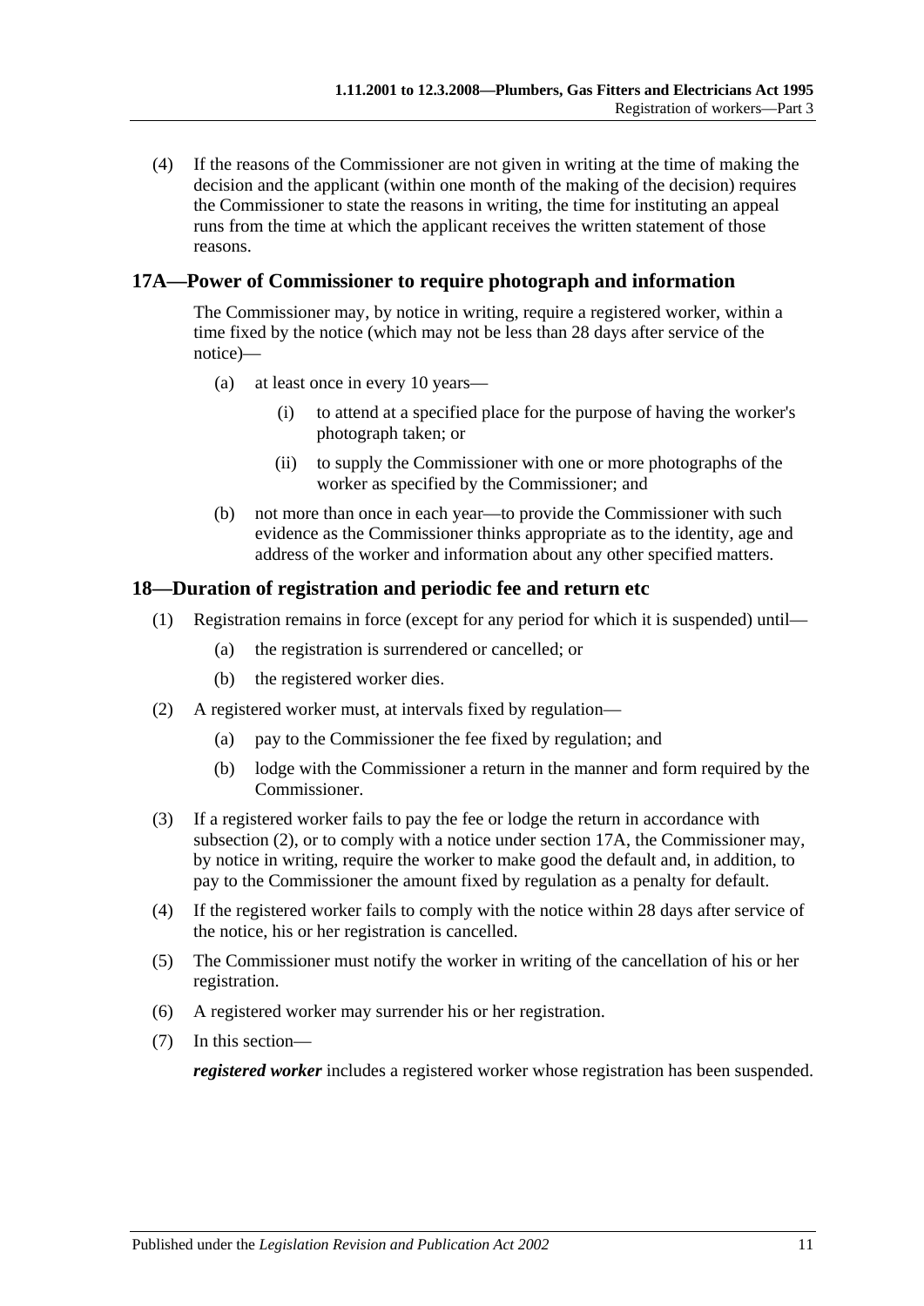(4) If the reasons of the Commissioner are not given in writing at the time of making the decision and the applicant (within one month of the making of the decision) requires the Commissioner to state the reasons in writing, the time for instituting an appeal runs from the time at which the applicant receives the written statement of those reasons.

## 17A—Power of Commissioner to require photograph and information

The Commissioner may, by notice in writing, require a registered worker, within a time fixed by the notice (which may not be less than 28 days after service of the notice)—

(a) at least once in every 10 years—

(i) to attend at a specified place for the purpose of having the worker's photograph taken; or

(ii) to supply the Commissioner with one or more photographs of the worker as specified by the Commissioner; and

(b) not more than once in each year—to provide the Commissioner with such evidence as the Commissioner thinks appropriate as to the identity, age and address of the worker and information about any other specified matters.

## 18—Duration of registration and periodic fee and return etc

(1) Registration remains in force (except for any period for which it is suspended) until—

(a) the registration is surrendered or cancelled; or

(b) the registered worker dies.

(2) A registered worker must, at intervals fixed by regulation—

(a) pay to the Commissioner the fee fixed by regulation; and

(b) lodge with the Commissioner a return in the manner and form required by the Commissioner.

(3) If a registered worker fails to pay the fee or lodge the return in accordance with subsection (2), or to comply with a notice under section 17A, the Commissioner may, by notice in writing, require the worker to make good the default and, in addition, to pay to the Commissioner the amount fixed by regulation as a penalty for default.

(4) If the registered worker fails to comply with the notice within 28 days after service of the notice, his or her registration is cancelled.

(5) The Commissioner must notify the worker in writing of the cancellation of his or her registration.

(6) A registered worker may surrender his or her registration.

(7) In this section—

***registered worker*** includes a registered worker whose registration has been suspended.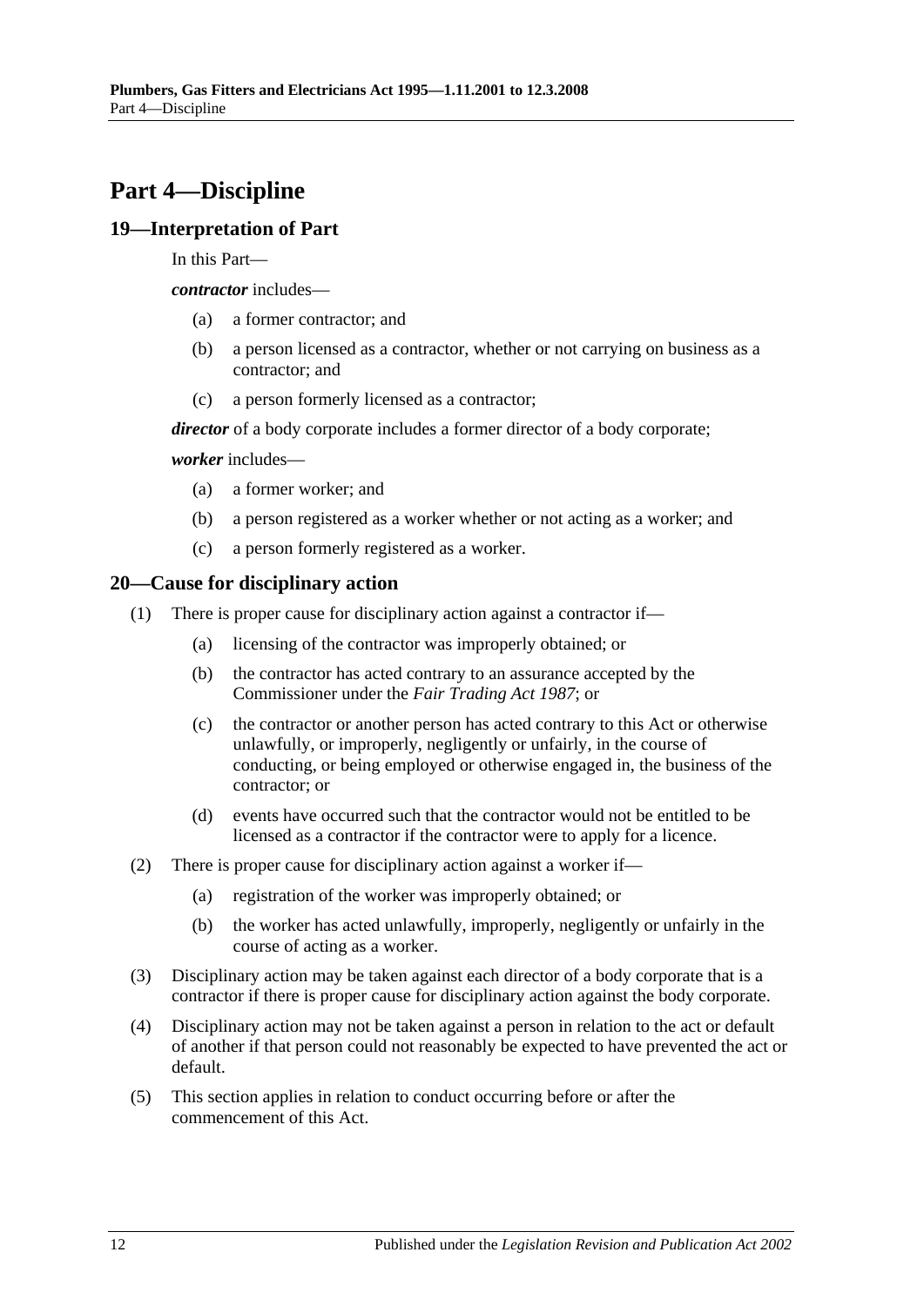# Part 4—Discipline

## 19—Interpretation of Part

In this Part—

***contractor*** includes—

- (a) a former contractor; and
- (b) a person licensed as a contractor, whether or not carrying on business as a contractor; and
- (c) a person formerly licensed as a contractor;

***director*** of a body corporate includes a former director of a body corporate;

***worker*** includes—

- (a) a former worker; and
- (b) a person registered as a worker whether or not acting as a worker; and
- (c) a person formerly registered as a worker.

## 20—Cause for disciplinary action

(1) There is proper cause for disciplinary action against a contractor if—

- (a) licensing of the contractor was improperly obtained; or
- (b) the contractor has acted contrary to an assurance accepted by the Commissioner under the *Fair Trading Act 1987*; or
- (c) the contractor or another person has acted contrary to this Act or otherwise unlawfully, or improperly, negligently or unfairly, in the course of conducting, or being employed or otherwise engaged in, the business of the contractor; or
- (d) events have occurred such that the contractor would not be entitled to be licensed as a contractor if the contractor were to apply for a licence.

(2) There is proper cause for disciplinary action against a worker if—

- (a) registration of the worker was improperly obtained; or
- (b) the worker has acted unlawfully, improperly, negligently or unfairly in the course of acting as a worker.

(3) Disciplinary action may be taken against each director of a body corporate that is a contractor if there is proper cause for disciplinary action against the body corporate.

(4) Disciplinary action may not be taken against a person in relation to the act or default of another if that person could not reasonably be expected to have prevented the act or default.

(5) This section applies in relation to conduct occurring before or after the commencement of this Act.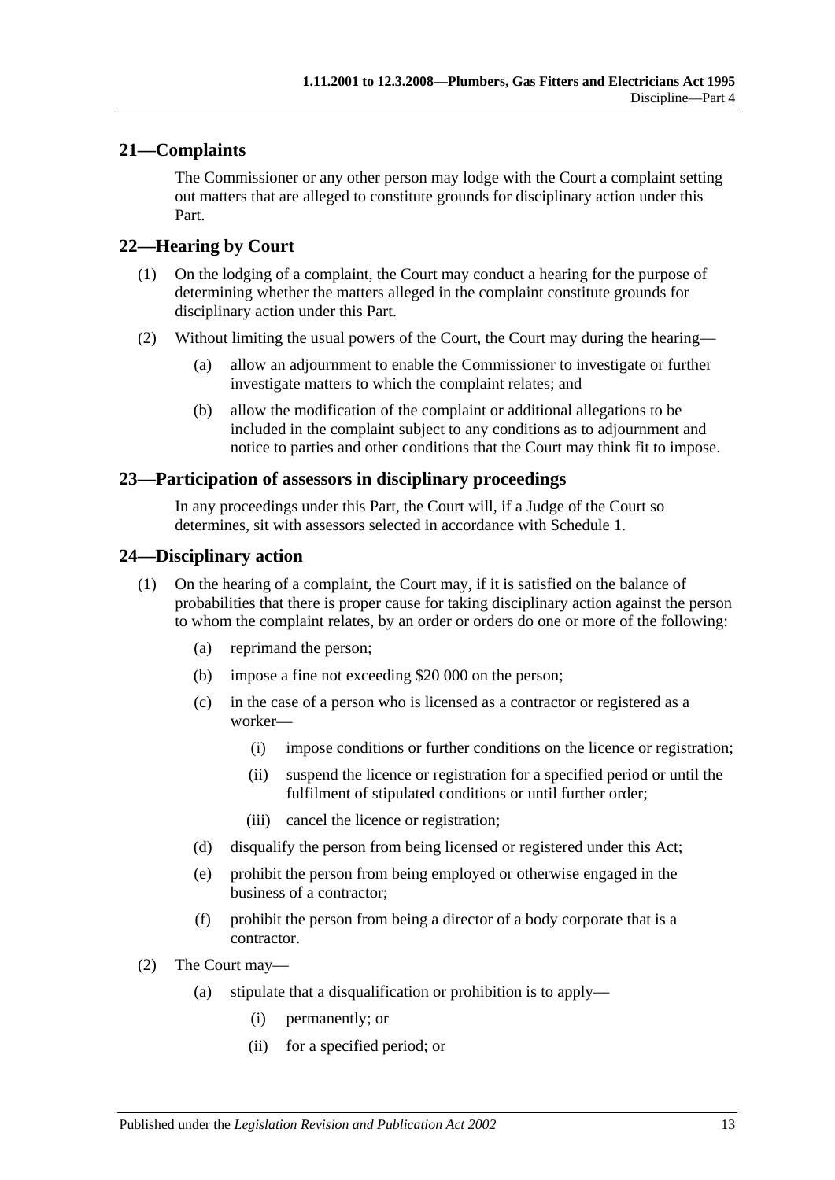## 21—Complaints

The Commissioner or any other person may lodge with the Court a complaint setting out matters that are alleged to constitute grounds for disciplinary action under this Part.

## 22—Hearing by Court

(1) On the lodging of a complaint, the Court may conduct a hearing for the purpose of determining whether the matters alleged in the complaint constitute grounds for disciplinary action under this Part.

(2) Without limiting the usual powers of the Court, the Court may during the hearing—

- (a) allow an adjournment to enable the Commissioner to investigate or further investigate matters to which the complaint relates; and
- (b) allow the modification of the complaint or additional allegations to be included in the complaint subject to any conditions as to adjournment and notice to parties and other conditions that the Court may think fit to impose.

## 23—Participation of assessors in disciplinary proceedings

In any proceedings under this Part, the Court will, if a Judge of the Court so determines, sit with assessors selected in accordance with Schedule 1.

## 24—Disciplinary action

(1) On the hearing of a complaint, the Court may, if it is satisfied on the balance of probabilities that there is proper cause for taking disciplinary action against the person to whom the complaint relates, by an order or orders do one or more of the following:

- (a) reprimand the person;
- (b) impose a fine not exceeding $20 000 on the person;
- (c) in the case of a person who is licensed as a contractor or registered as a worker—
  - (i) impose conditions or further conditions on the licence or registration;
  - (ii) suspend the licence or registration for a specified period or until the fulfilment of stipulated conditions or until further order;
  - (iii) cancel the licence or registration;
- (d) disqualify the person from being licensed or registered under this Act;
- (e) prohibit the person from being employed or otherwise engaged in the business of a contractor;
- (f) prohibit the person from being a director of a body corporate that is a contractor.

(2) The Court may—

- (a) stipulate that a disqualification or prohibition is to apply—
  - (i) permanently; or
  - (ii) for a specified period; or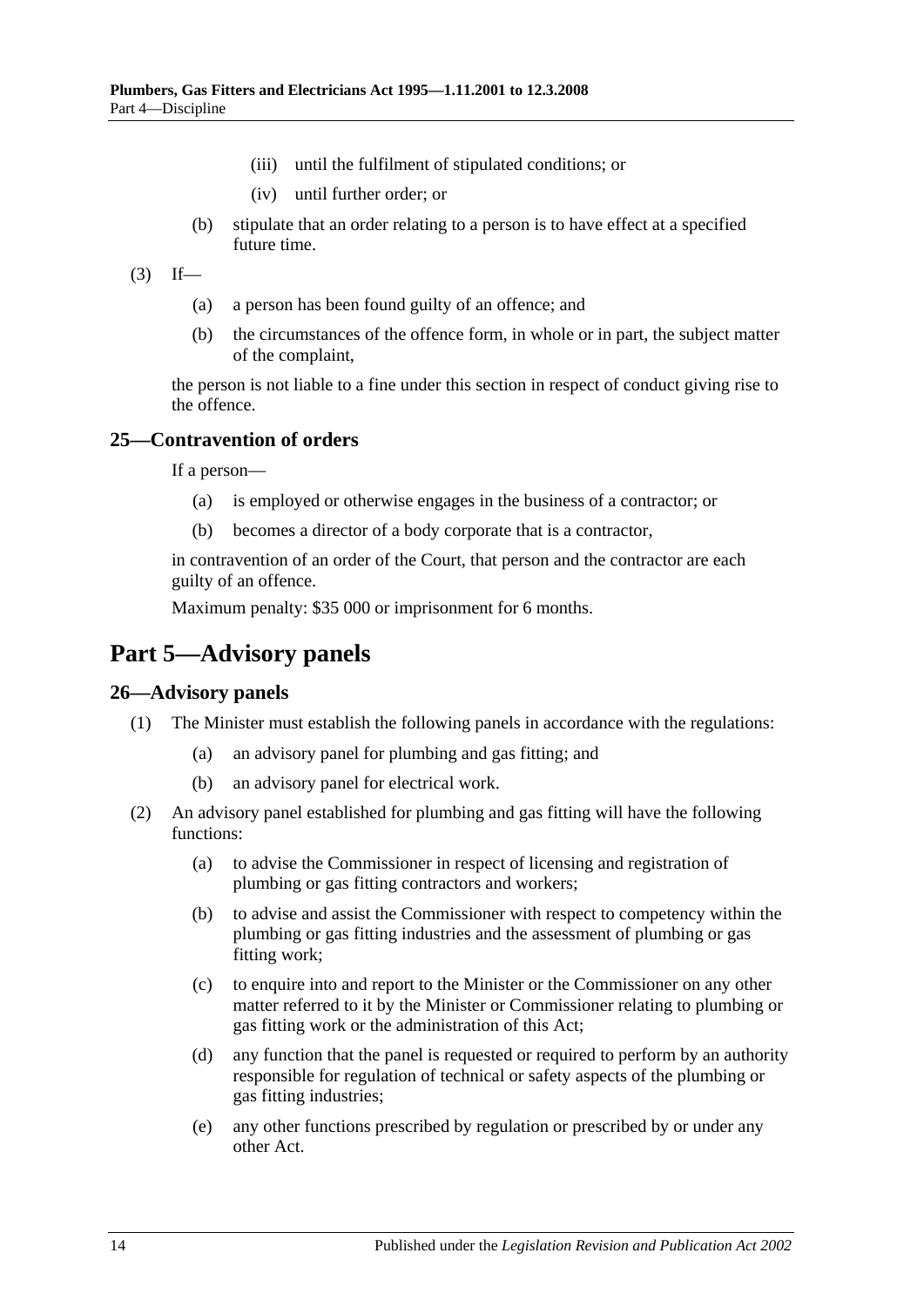(iii) until the fulfilment of stipulated conditions; or

(iv) until further order; or

(b) stipulate that an order relating to a person is to have effect at a specified future time.

(3) If—

(a) a person has been found guilty of an offence; and

(b) the circumstances of the offence form, in whole or in part, the subject matter of the complaint,

the person is not liable to a fine under this section in respect of conduct giving rise to the offence.

### 25—Contravention of orders

If a person—

(a) is employed or otherwise engages in the business of a contractor; or

(b) becomes a director of a body corporate that is a contractor,

in contravention of an order of the Court, that person and the contractor are each guilty of an offence.

Maximum penalty: $35 000 or imprisonment for 6 months.

## Part 5—Advisory panels

### 26—Advisory panels

(1) The Minister must establish the following panels in accordance with the regulations:

(a) an advisory panel for plumbing and gas fitting; and

(b) an advisory panel for electrical work.

(2) An advisory panel established for plumbing and gas fitting will have the following functions:

(a) to advise the Commissioner in respect of licensing and registration of plumbing or gas fitting contractors and workers;

(b) to advise and assist the Commissioner with respect to competency within the plumbing or gas fitting industries and the assessment of plumbing or gas fitting work;

(c) to enquire into and report to the Minister or the Commissioner on any other matter referred to it by the Minister or Commissioner relating to plumbing or gas fitting work or the administration of this Act;

(d) any function that the panel is requested or required to perform by an authority responsible for regulation of technical or safety aspects of the plumbing or gas fitting industries;

(e) any other functions prescribed by regulation or prescribed by or under any other Act.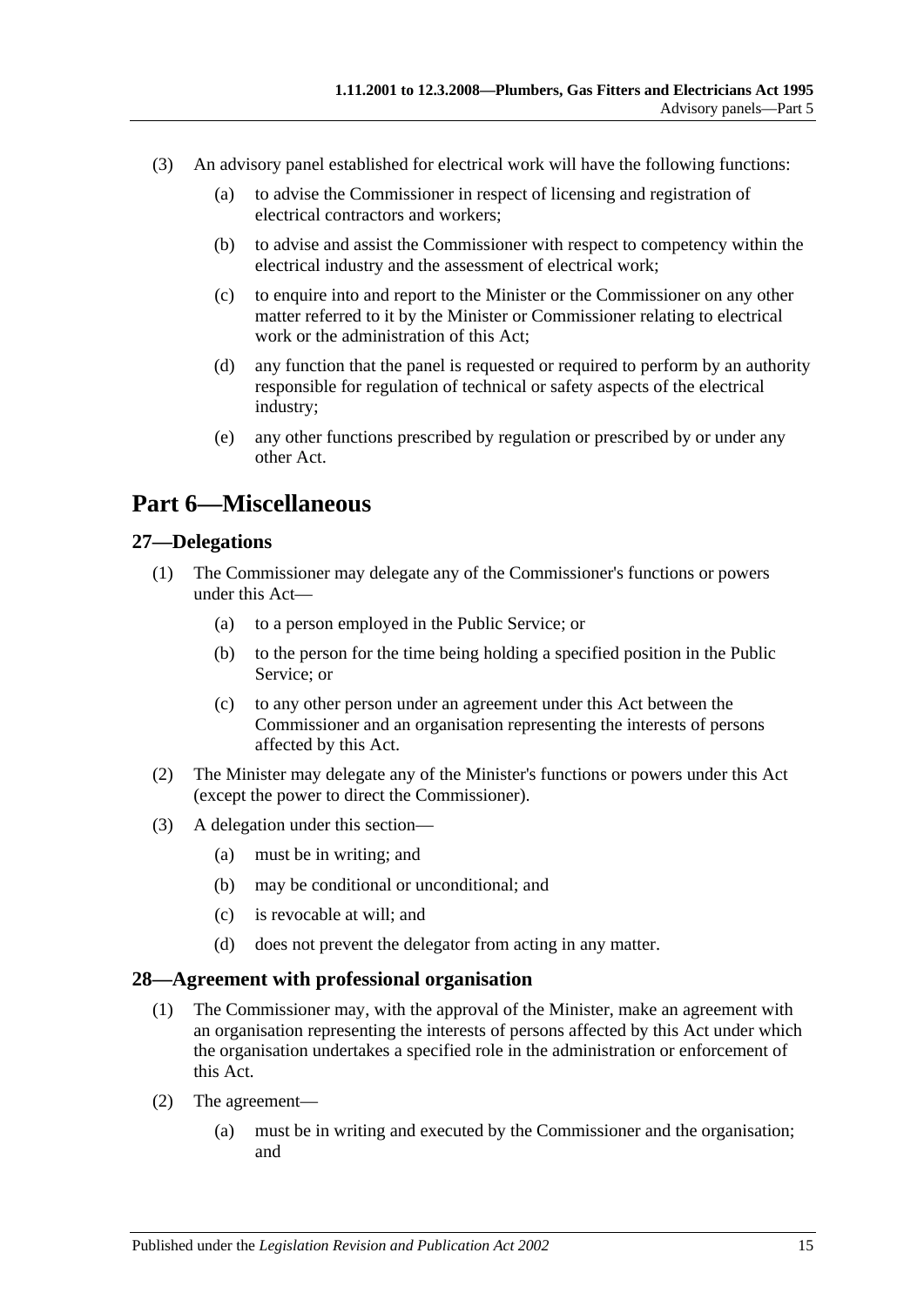(3) An advisory panel established for electrical work will have the following functions:

(a) to advise the Commissioner in respect of licensing and registration of electrical contractors and workers;

(b) to advise and assist the Commissioner with respect to competency within the electrical industry and the assessment of electrical work;

(c) to enquire into and report to the Minister or the Commissioner on any other matter referred to it by the Minister or Commissioner relating to electrical work or the administration of this Act;

(d) any function that the panel is requested or required to perform by an authority responsible for regulation of technical or safety aspects of the electrical industry;

(e) any other functions prescribed by regulation or prescribed by or under any other Act.

# Part 6—Miscellaneous

## 27—Delegations

(1) The Commissioner may delegate any of the Commissioner's functions or powers under this Act—

(a) to a person employed in the Public Service; or

(b) to the person for the time being holding a specified position in the Public Service; or

(c) to any other person under an agreement under this Act between the Commissioner and an organisation representing the interests of persons affected by this Act.

(2) The Minister may delegate any of the Minister's functions or powers under this Act (except the power to direct the Commissioner).

(3) A delegation under this section—

(a) must be in writing; and

(b) may be conditional or unconditional; and

(c) is revocable at will; and

(d) does not prevent the delegator from acting in any matter.

## 28—Agreement with professional organisation

(1) The Commissioner may, with the approval of the Minister, make an agreement with an organisation representing the interests of persons affected by this Act under which the organisation undertakes a specified role in the administration or enforcement of this Act.

(2) The agreement—

(a) must be in writing and executed by the Commissioner and the organisation; and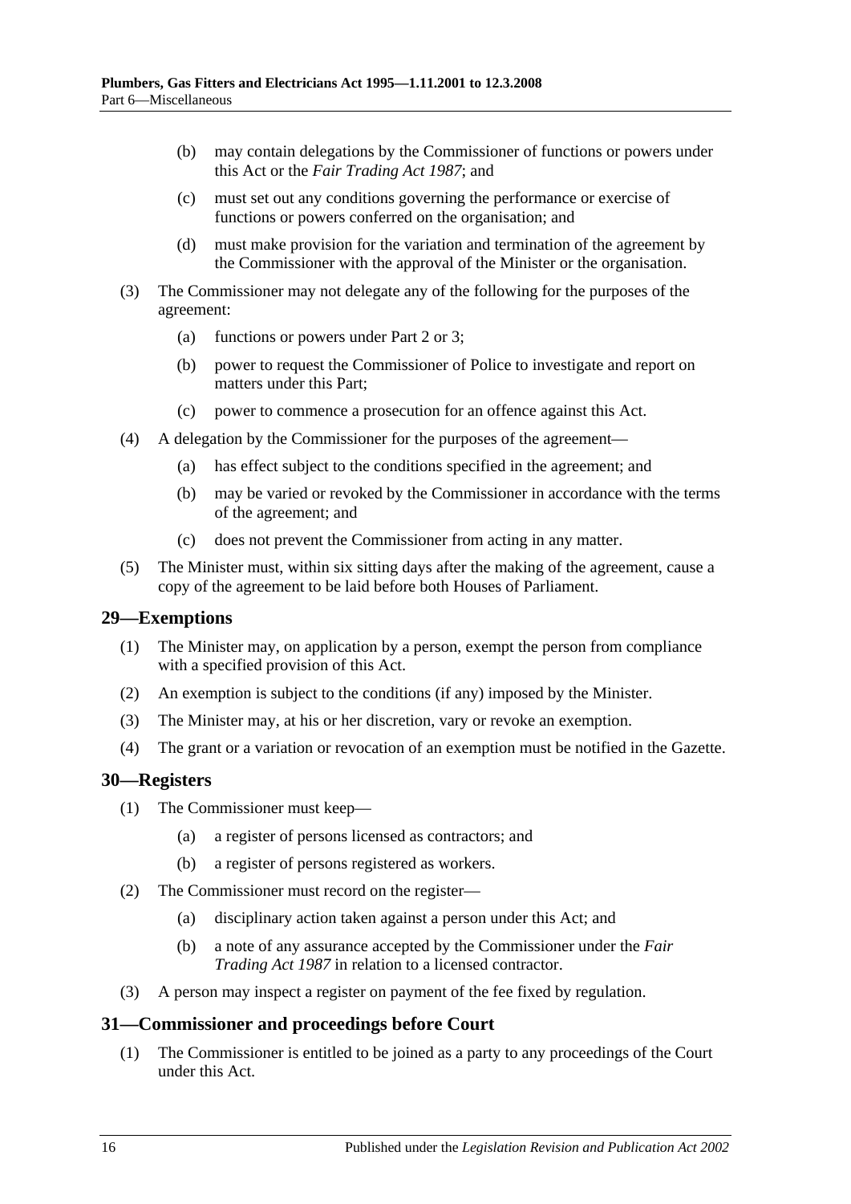(b) may contain delegations by the Commissioner of functions or powers under this Act or the *Fair Trading Act 1987*; and

(c) must set out any conditions governing the performance or exercise of functions or powers conferred on the organisation; and

(d) must make provision for the variation and termination of the agreement by the Commissioner with the approval of the Minister or the organisation.

(3) The Commissioner may not delegate any of the following for the purposes of the agreement:

(a) functions or powers under Part 2 or 3;

(b) power to request the Commissioner of Police to investigate and report on matters under this Part;

(c) power to commence a prosecution for an offence against this Act.

(4) A delegation by the Commissioner for the purposes of the agreement—

(a) has effect subject to the conditions specified in the agreement; and

(b) may be varied or revoked by the Commissioner in accordance with the terms of the agreement; and

(c) does not prevent the Commissioner from acting in any matter.

(5) The Minister must, within six sitting days after the making of the agreement, cause a copy of the agreement to be laid before both Houses of Parliament.

## 29—Exemptions

(1) The Minister may, on application by a person, exempt the person from compliance with a specified provision of this Act.

(2) An exemption is subject to the conditions (if any) imposed by the Minister.

(3) The Minister may, at his or her discretion, vary or revoke an exemption.

(4) The grant or a variation or revocation of an exemption must be notified in the Gazette.

## 30—Registers

(1) The Commissioner must keep—

(a) a register of persons licensed as contractors; and

(b) a register of persons registered as workers.

(2) The Commissioner must record on the register—

(a) disciplinary action taken against a person under this Act; and

(b) a note of any assurance accepted by the Commissioner under the *Fair Trading Act 1987* in relation to a licensed contractor.

(3) A person may inspect a register on payment of the fee fixed by regulation.

## 31—Commissioner and proceedings before Court

(1) The Commissioner is entitled to be joined as a party to any proceedings of the Court under this Act.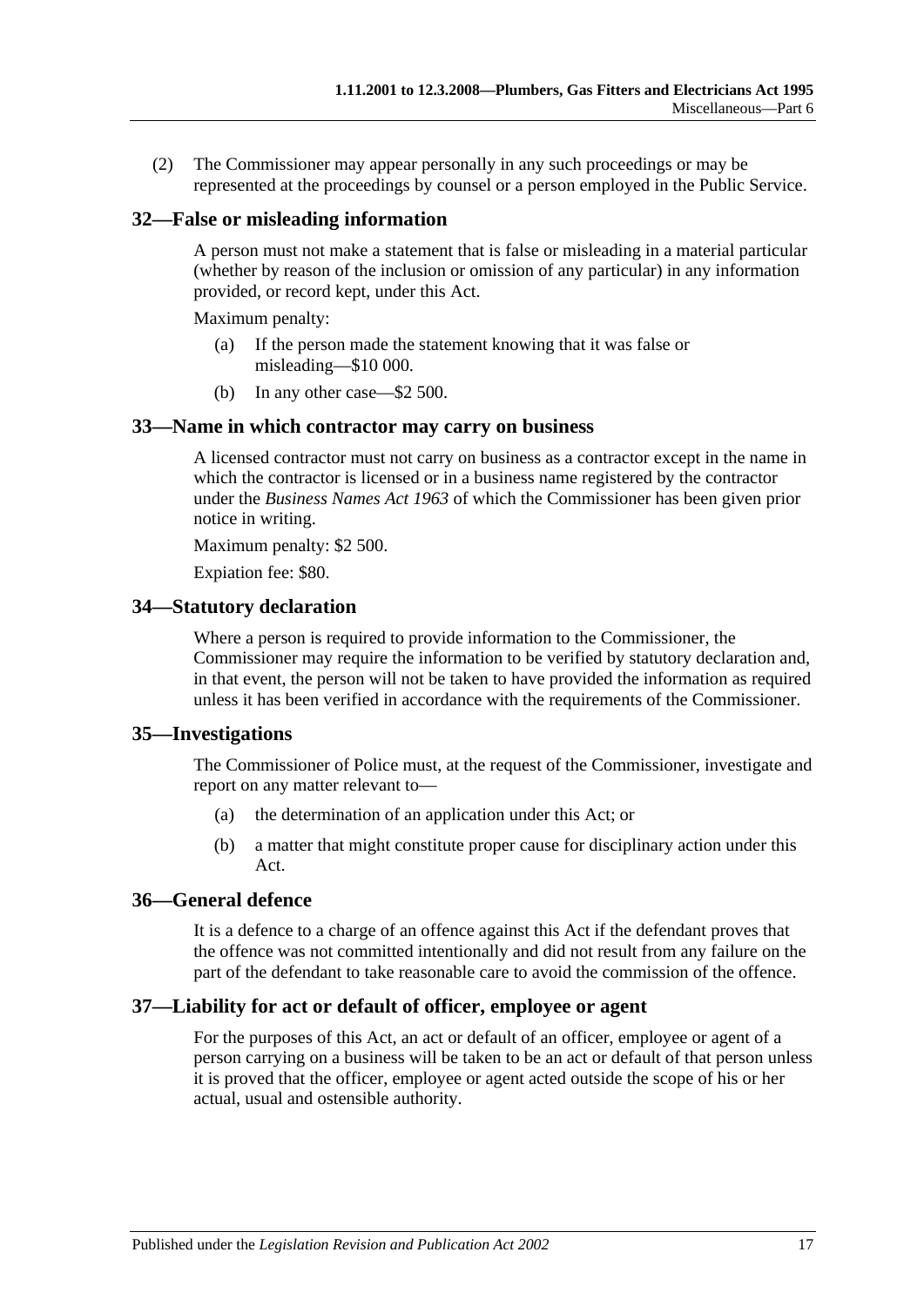(2) The Commissioner may appear personally in any such proceedings or may be represented at the proceedings by counsel or a person employed in the Public Service.

## 32—False or misleading information

A person must not make a statement that is false or misleading in a material particular (whether by reason of the inclusion or omission of any particular) in any information provided, or record kept, under this Act.

Maximum penalty:

(a) If the person made the statement knowing that it was false or misleading—$10 000.

(b) In any other case—$2 500.

## 33—Name in which contractor may carry on business

A licensed contractor must not carry on business as a contractor except in the name in which the contractor is licensed or in a business name registered by the contractor under the *Business Names Act 1963* of which the Commissioner has been given prior notice in writing.

Maximum penalty: $2 500.

Expiation fee: $80.

## 34—Statutory declaration

Where a person is required to provide information to the Commissioner, the Commissioner may require the information to be verified by statutory declaration and, in that event, the person will not be taken to have provided the information as required unless it has been verified in accordance with the requirements of the Commissioner.

## 35—Investigations

The Commissioner of Police must, at the request of the Commissioner, investigate and report on any matter relevant to—

(a) the determination of an application under this Act; or

(b) a matter that might constitute proper cause for disciplinary action under this Act.

## 36—General defence

It is a defence to a charge of an offence against this Act if the defendant proves that the offence was not committed intentionally and did not result from any failure on the part of the defendant to take reasonable care to avoid the commission of the offence.

## 37—Liability for act or default of officer, employee or agent

For the purposes of this Act, an act or default of an officer, employee or agent of a person carrying on a business will be taken to be an act or default of that person unless it is proved that the officer, employee or agent acted outside the scope of his or her actual, usual and ostensible authority.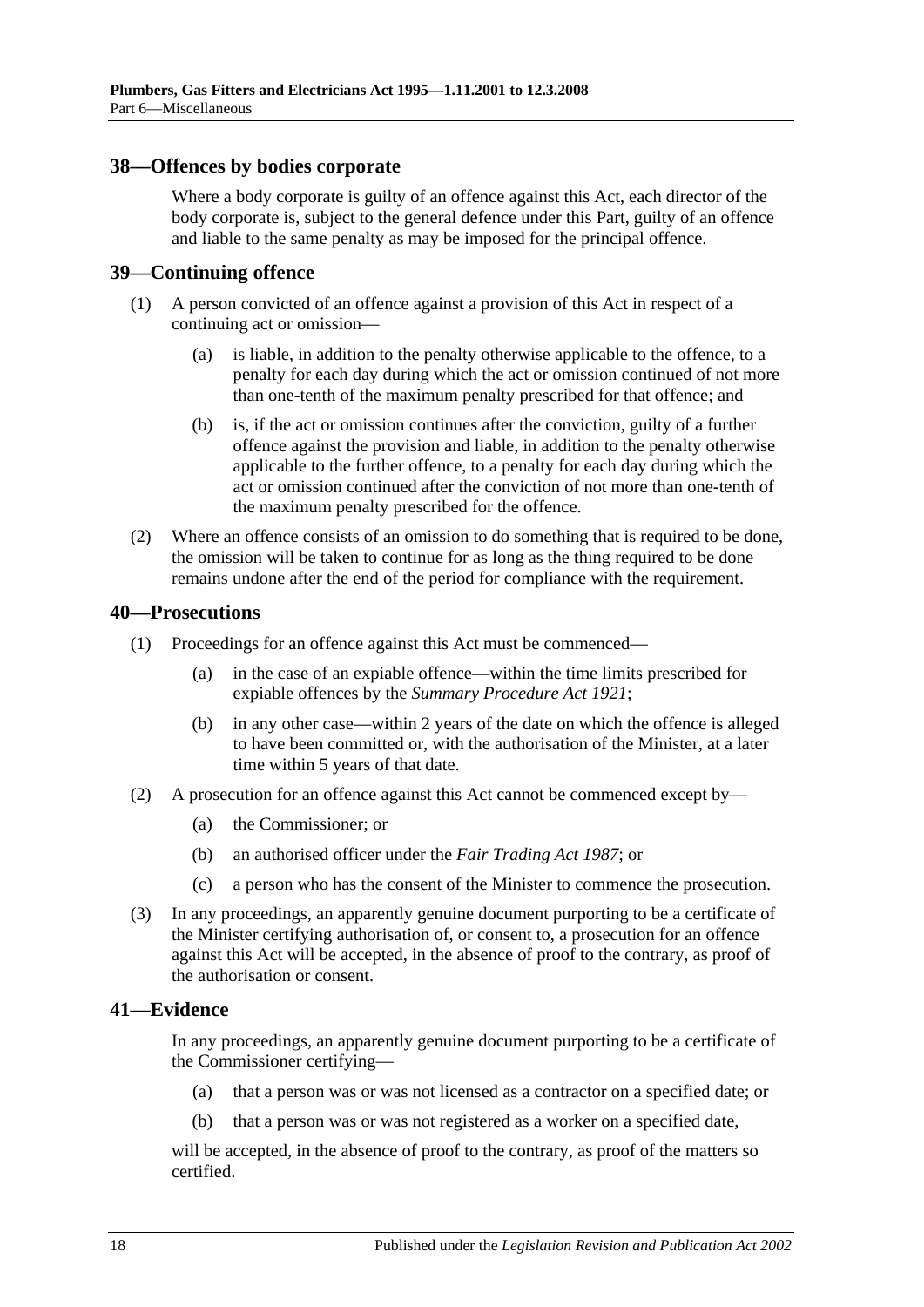## 38—Offences by bodies corporate

Where a body corporate is guilty of an offence against this Act, each director of the body corporate is, subject to the general defence under this Part, guilty of an offence and liable to the same penalty as may be imposed for the principal offence.

## 39—Continuing offence

(1) A person convicted of an offence against a provision of this Act in respect of a continuing act or omission—

(a) is liable, in addition to the penalty otherwise applicable to the offence, to a penalty for each day during which the act or omission continued of not more than one-tenth of the maximum penalty prescribed for that offence; and

(b) is, if the act or omission continues after the conviction, guilty of a further offence against the provision and liable, in addition to the penalty otherwise applicable to the further offence, to a penalty for each day during which the act or omission continued after the conviction of not more than one-tenth of the maximum penalty prescribed for the offence.

(2) Where an offence consists of an omission to do something that is required to be done, the omission will be taken to continue for as long as the thing required to be done remains undone after the end of the period for compliance with the requirement.

## 40—Prosecutions

(1) Proceedings for an offence against this Act must be commenced—

(a) in the case of an expiable offence—within the time limits prescribed for expiable offences by the *Summary Procedure Act 1921*;

(b) in any other case—within 2 years of the date on which the offence is alleged to have been committed or, with the authorisation of the Minister, at a later time within 5 years of that date.

(2) A prosecution for an offence against this Act cannot be commenced except by—

(a) the Commissioner; or

(b) an authorised officer under the *Fair Trading Act 1987*; or

(c) a person who has the consent of the Minister to commence the prosecution.

(3) In any proceedings, an apparently genuine document purporting to be a certificate of the Minister certifying authorisation of, or consent to, a prosecution for an offence against this Act will be accepted, in the absence of proof to the contrary, as proof of the authorisation or consent.

## 41—Evidence

In any proceedings, an apparently genuine document purporting to be a certificate of the Commissioner certifying—

(a) that a person was or was not licensed as a contractor on a specified date; or

(b) that a person was or was not registered as a worker on a specified date,

will be accepted, in the absence of proof to the contrary, as proof of the matters so certified.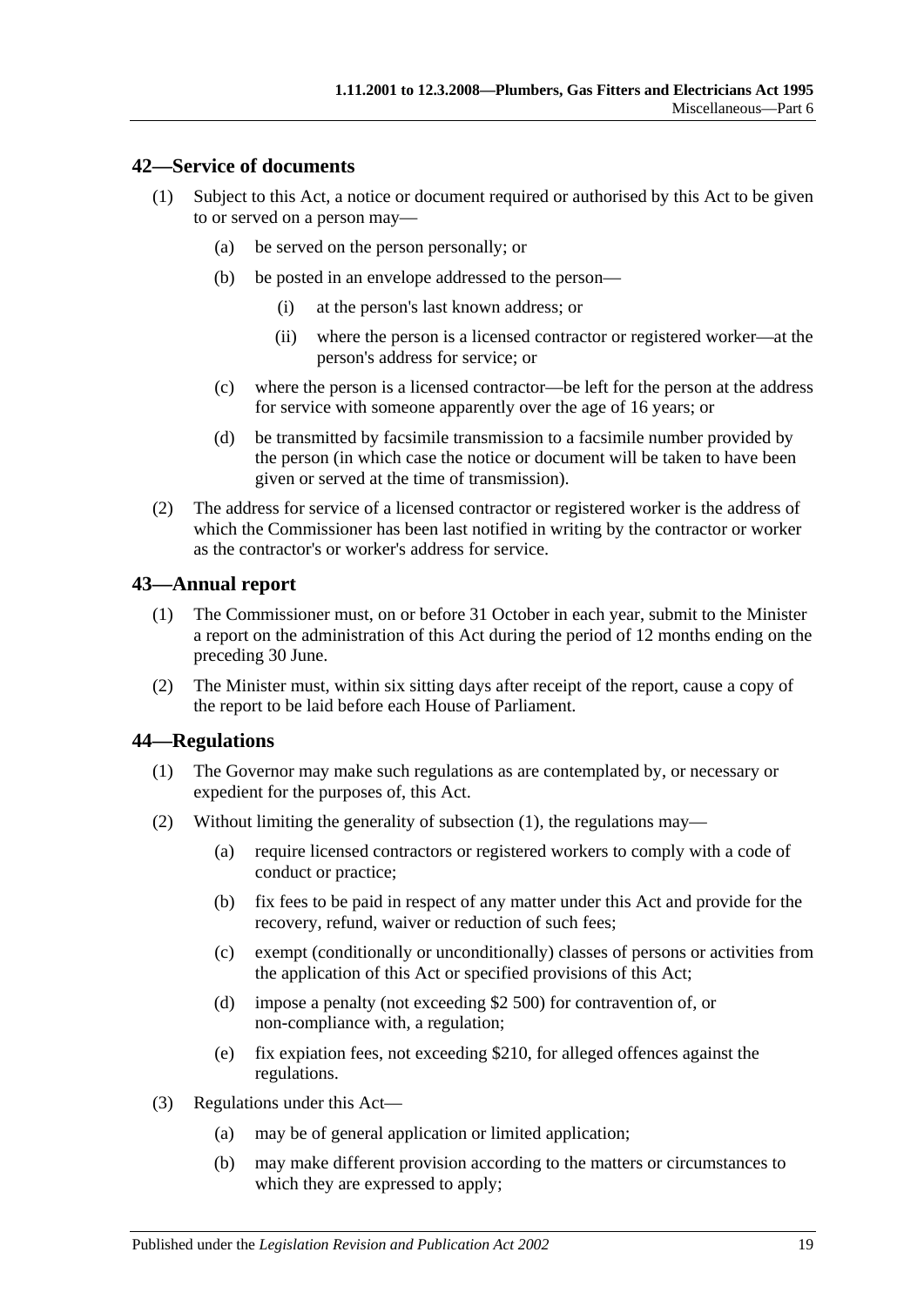## 42—Service of documents

(1) Subject to this Act, a notice or document required or authorised by this Act to be given to or served on a person may—

(a) be served on the person personally; or

(b) be posted in an envelope addressed to the person—

(i) at the person's last known address; or

(ii) where the person is a licensed contractor or registered worker—at the person's address for service; or

(c) where the person is a licensed contractor—be left for the person at the address for service with someone apparently over the age of 16 years; or

(d) be transmitted by facsimile transmission to a facsimile number provided by the person (in which case the notice or document will be taken to have been given or served at the time of transmission).

(2) The address for service of a licensed contractor or registered worker is the address of which the Commissioner has been last notified in writing by the contractor or worker as the contractor's or worker's address for service.

## 43—Annual report

(1) The Commissioner must, on or before 31 October in each year, submit to the Minister a report on the administration of this Act during the period of 12 months ending on the preceding 30 June.

(2) The Minister must, within six sitting days after receipt of the report, cause a copy of the report to be laid before each House of Parliament.

## 44—Regulations

(1) The Governor may make such regulations as are contemplated by, or necessary or expedient for the purposes of, this Act.

(2) Without limiting the generality of subsection (1), the regulations may—

(a) require licensed contractors or registered workers to comply with a code of conduct or practice;

(b) fix fees to be paid in respect of any matter under this Act and provide for the recovery, refund, waiver or reduction of such fees;

(c) exempt (conditionally or unconditionally) classes of persons or activities from the application of this Act or specified provisions of this Act;

(d) impose a penalty (not exceeding $2 500) for contravention of, or non-compliance with, a regulation;

(e) fix expiation fees, not exceeding $210, for alleged offences against the regulations.

(3) Regulations under this Act—

(a) may be of general application or limited application;

(b) may make different provision according to the matters or circumstances to which they are expressed to apply;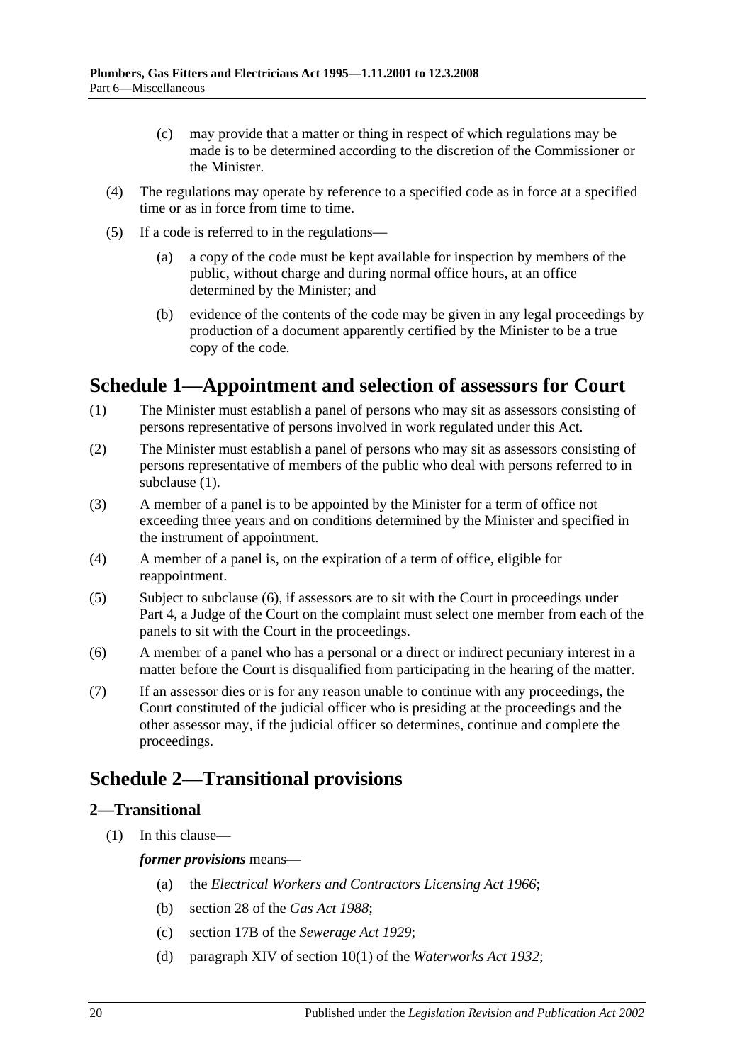(c) may provide that a matter or thing in respect of which regulations may be made is to be determined according to the discretion of the Commissioner or the Minister.

(4) The regulations may operate by reference to a specified code as in force at a specified time or as in force from time to time.

(5) If a code is referred to in the regulations—

(a) a copy of the code must be kept available for inspection by members of the public, without charge and during normal office hours, at an office determined by the Minister; and

(b) evidence of the contents of the code may be given in any legal proceedings by production of a document apparently certified by the Minister to be a true copy of the code.

# Schedule 1—Appointment and selection of assessors for Court

(1) The Minister must establish a panel of persons who may sit as assessors consisting of persons representative of persons involved in work regulated under this Act.

(2) The Minister must establish a panel of persons who may sit as assessors consisting of persons representative of members of the public who deal with persons referred to in subclause (1).

(3) A member of a panel is to be appointed by the Minister for a term of office not exceeding three years and on conditions determined by the Minister and specified in the instrument of appointment.

(4) A member of a panel is, on the expiration of a term of office, eligible for reappointment.

(5) Subject to subclause (6), if assessors are to sit with the Court in proceedings under Part 4, a Judge of the Court on the complaint must select one member from each of the panels to sit with the Court in the proceedings.

(6) A member of a panel who has a personal or a direct or indirect pecuniary interest in a matter before the Court is disqualified from participating in the hearing of the matter.

(7) If an assessor dies or is for any reason unable to continue with any proceedings, the Court constituted of the judicial officer who is presiding at the proceedings and the other assessor may, if the judicial officer so determines, continue and complete the proceedings.

# Schedule 2—Transitional provisions

## 2—Transitional

(1) In this clause—

***former provisions*** means—

(a) the *Electrical Workers and Contractors Licensing Act 1966*;

(b) section 28 of the *Gas Act 1988*;

(c) section 17B of the *Sewerage Act 1929*;

(d) paragraph XIV of section 10(1) of the *Waterworks Act 1932*;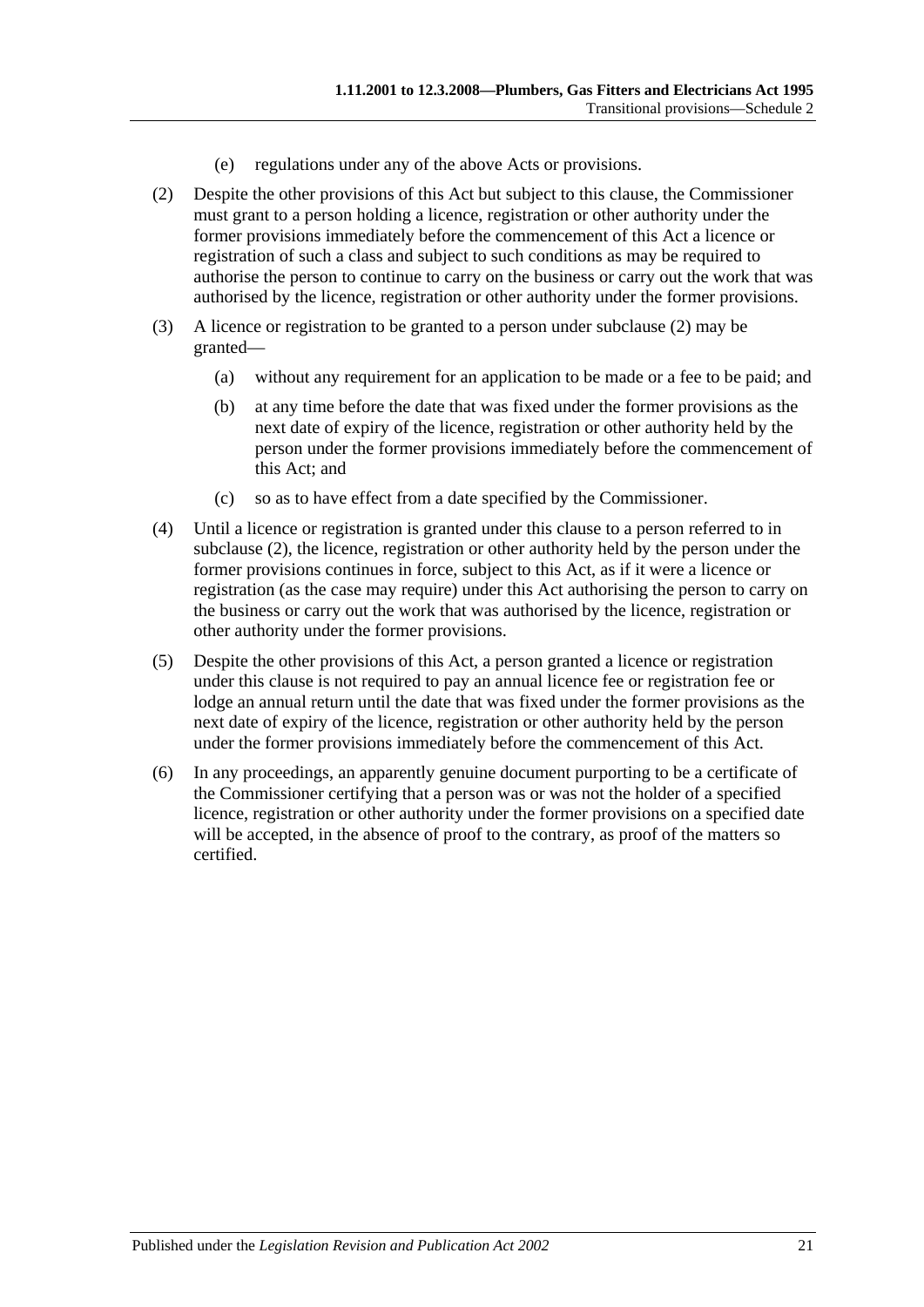(e) regulations under any of the above Acts or provisions.

(2) Despite the other provisions of this Act but subject to this clause, the Commissioner must grant to a person holding a licence, registration or other authority under the former provisions immediately before the commencement of this Act a licence or registration of such a class and subject to such conditions as may be required to authorise the person to continue to carry on the business or carry out the work that was authorised by the licence, registration or other authority under the former provisions.

(3) A licence or registration to be granted to a person under subclause (2) may be granted—

(a) without any requirement for an application to be made or a fee to be paid; and

(b) at any time before the date that was fixed under the former provisions as the next date of expiry of the licence, registration or other authority held by the person under the former provisions immediately before the commencement of this Act; and

(c) so as to have effect from a date specified by the Commissioner.

(4) Until a licence or registration is granted under this clause to a person referred to in subclause (2), the licence, registration or other authority held by the person under the former provisions continues in force, subject to this Act, as if it were a licence or registration (as the case may require) under this Act authorising the person to carry on the business or carry out the work that was authorised by the licence, registration or other authority under the former provisions.

(5) Despite the other provisions of this Act, a person granted a licence or registration under this clause is not required to pay an annual licence fee or registration fee or lodge an annual return until the date that was fixed under the former provisions as the next date of expiry of the licence, registration or other authority held by the person under the former provisions immediately before the commencement of this Act.

(6) In any proceedings, an apparently genuine document purporting to be a certificate of the Commissioner certifying that a person was or was not the holder of a specified licence, registration or other authority under the former provisions on a specified date will be accepted, in the absence of proof to the contrary, as proof of the matters so certified.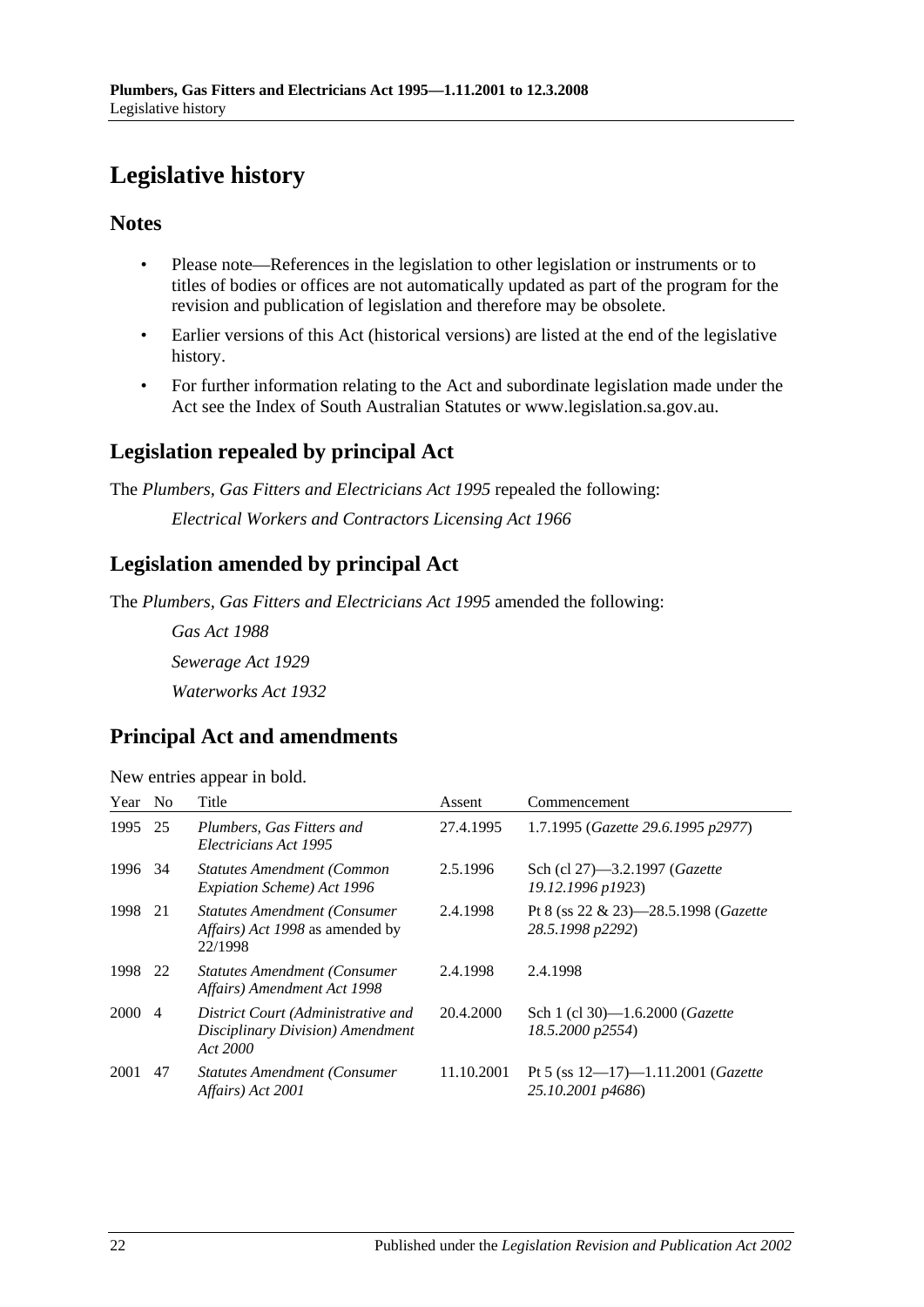# Legislative history

## Notes

- Please note—References in the legislation to other legislation or instruments or to titles of bodies or offices are not automatically updated as part of the program for the revision and publication of legislation and therefore may be obsolete.
- Earlier versions of this Act (historical versions) are listed at the end of the legislative history.
- For further information relating to the Act and subordinate legislation made under the Act see the Index of South Australian Statutes or www.legislation.sa.gov.au.

## Legislation repealed by principal Act

The *Plumbers, Gas Fitters and Electricians Act 1995* repealed the following:

*Electrical Workers and Contractors Licensing Act 1966*

## Legislation amended by principal Act

The *Plumbers, Gas Fitters and Electricians Act 1995* amended the following:

*Gas Act 1988*

*Sewerage Act 1929*

*Waterworks Act 1932*

## Principal Act and amendments

New entries appear in bold.

| Year | No | Title | Assent | Commencement |
|---|---|---|---|---|
| 1995 | 25 | *Plumbers, Gas Fitters and Electricians Act 1995* | 27.4.1995 | 1.7.1995 (*Gazette 29.6.1995 p2977*) |
| 1996 | 34 | *Statutes Amendment (Common Expiation Scheme) Act 1996* | 2.5.1996 | Sch (cl 27)—3.2.1997 (*Gazette 19.12.1996 p1923*) |
| 1998 | 21 | *Statutes Amendment (Consumer Affairs) Act 1998* as amended by 22/1998 | 2.4.1998 | Pt 8 (ss 22 & 23)—28.5.1998 (*Gazette 28.5.1998 p2292*) |
| 1998 | 22 | *Statutes Amendment (Consumer Affairs) Amendment Act 1998* | 2.4.1998 | 2.4.1998 |
| 2000 | 4 | *District Court (Administrative and Disciplinary Division) Amendment Act 2000* | 20.4.2000 | Sch 1 (cl 30)—1.6.2000 (*Gazette 18.5.2000 p2554*) |
| 2001 | 47 | *Statutes Amendment (Consumer Affairs) Act 2001* | 11.10.2001 | Pt 5 (ss 12—17)—1.11.2001 (*Gazette 25.10.2001 p4686*) |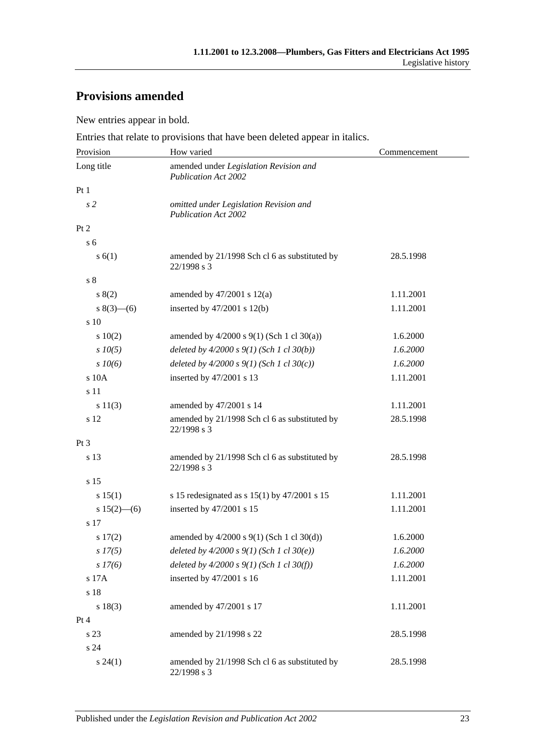## Provisions amended

New entries appear in bold.

Entries that relate to provisions that have been deleted appear in italics.

| Provision | How varied | Commencement |
|---|---|---|
| Long title | amended under *Legislation Revision and Publication Act 2002* | |
| Pt 1 | | |
| *s 2* | *omitted under Legislation Revision and Publication Act 2002* | |
| Pt 2 | | |
| s 6 | | |
| s 6(1) | amended by 21/1998 Sch cl 6 as substituted by 22/1998 s 3 | 28.5.1998 |
| s 8 | | |
| s 8(2) | amended by 47/2001 s 12(a) | 1.11.2001 |
| s 8(3)—(6) | inserted by 47/2001 s 12(b) | 1.11.2001 |
| s 10 | | |
| s 10(2) | amended by 4/2000 s 9(1) (Sch 1 cl 30(a)) | 1.6.2000 |
| *s 10(5)* | *deleted by 4/2000 s 9(1) (Sch 1 cl 30(b))* | *1.6.2000* |
| *s 10(6)* | *deleted by 4/2000 s 9(1) (Sch 1 cl 30(c))* | *1.6.2000* |
| s 10A | inserted by 47/2001 s 13 | 1.11.2001 |
| s 11 | | |
| s 11(3) | amended by 47/2001 s 14 | 1.11.2001 |
| s 12 | amended by 21/1998 Sch cl 6 as substituted by 22/1998 s 3 | 28.5.1998 |
| Pt 3 | | |
| s 13 | amended by 21/1998 Sch cl 6 as substituted by 22/1998 s 3 | 28.5.1998 |
| s 15 | | |
| s 15(1) | s 15 redesignated as s 15(1) by 47/2001 s 15 | 1.11.2001 |
| s 15(2)—(6) | inserted by 47/2001 s 15 | 1.11.2001 |
| s 17 | | |
| s 17(2) | amended by 4/2000 s 9(1) (Sch 1 cl 30(d)) | 1.6.2000 |
| *s 17(5)* | *deleted by 4/2000 s 9(1) (Sch 1 cl 30(e))* | *1.6.2000* |
| *s 17(6)* | *deleted by 4/2000 s 9(1) (Sch 1 cl 30(f))* | *1.6.2000* |
| s 17A | inserted by 47/2001 s 16 | 1.11.2001 |
| s 18 | | |
| s 18(3) | amended by 47/2001 s 17 | 1.11.2001 |
| Pt 4 | | |
| s 23 | amended by 21/1998 s 22 | 28.5.1998 |
| s 24 | | |
| s 24(1) | amended by 21/1998 Sch cl 6 as substituted by 22/1998 s 3 | 28.5.1998 |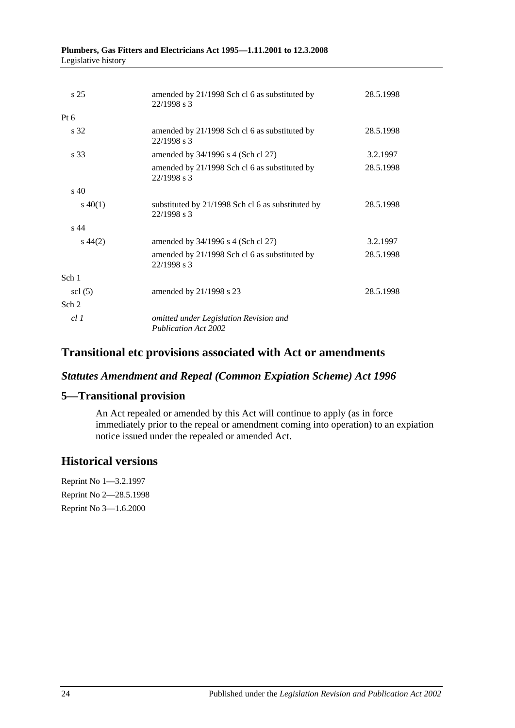| | | |
|---|---|---|
| s 25 | amended by 21/1998 Sch cl 6 as substituted by 22/1998 s 3 | 28.5.1998 |
| Pt 6 | | |
| s 32 | amended by 21/1998 Sch cl 6 as substituted by 22/1998 s 3 | 28.5.1998 |
| s 33 | amended by 34/1996 s 4 (Sch cl 27) | 3.2.1997 |
| | amended by 21/1998 Sch cl 6 as substituted by 22/1998 s 3 | 28.5.1998 |
| s 40 | | |
| s 40(1) | substituted by 21/1998 Sch cl 6 as substituted by 22/1998 s 3 | 28.5.1998 |
| s 44 | | |
| s 44(2) | amended by 34/1996 s 4 (Sch cl 27) | 3.2.1997 |
| | amended by 21/1998 Sch cl 6 as substituted by 22/1998 s 3 | 28.5.1998 |
| Sch 1 | | |
| scl (5) | amended by 21/1998 s 23 | 28.5.1998 |
| Sch 2 | | |
| *cl 1* | *omitted under Legislation Revision and Publication Act 2002* | |

## Transitional etc provisions associated with Act or amendments

### *Statutes Amendment and Repeal (Common Expiation Scheme) Act 1996*

### 5—Transitional provision

An Act repealed or amended by this Act will continue to apply (as in force immediately prior to the repeal or amendment coming into operation) to an expiation notice issued under the repealed or amended Act.

## Historical versions

Reprint No 1—3.2.1997

Reprint No 2—28.5.1998

Reprint No 3—1.6.2000